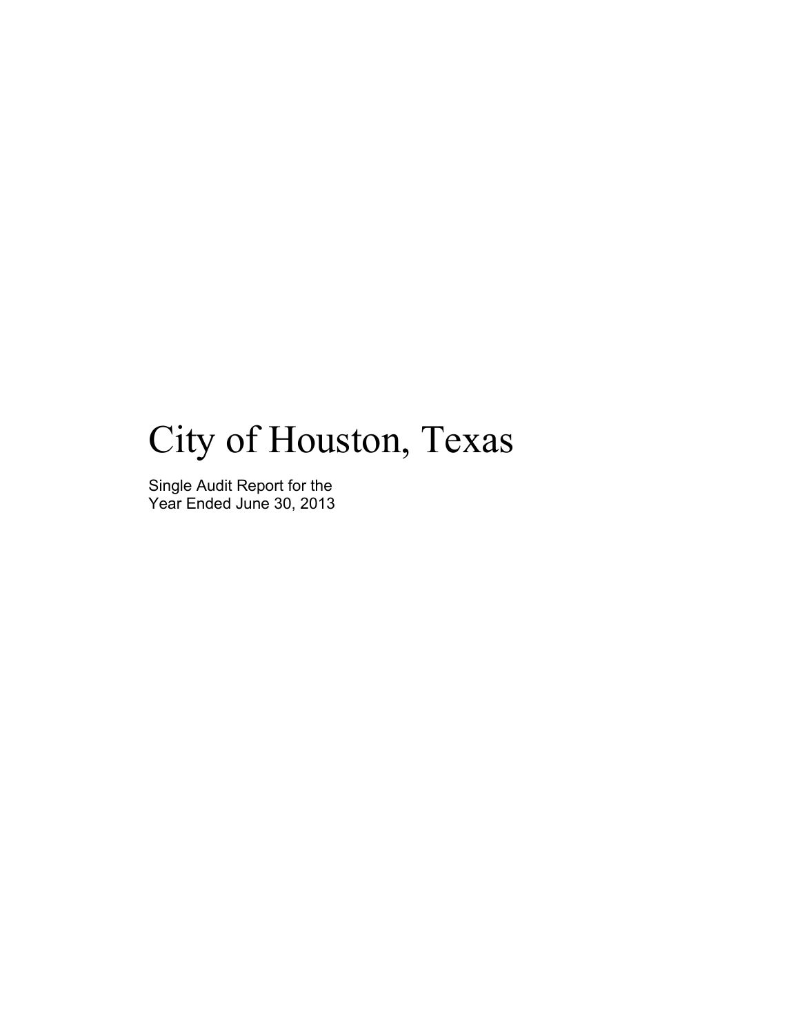# City of Houston, Texas

Single Audit Report for the
Year Ended June 30, 2013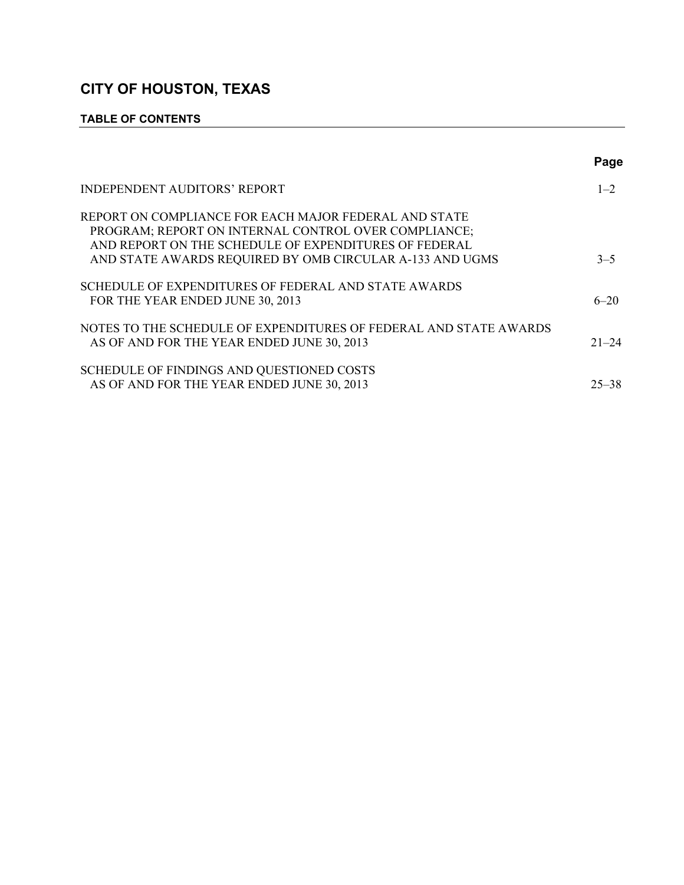# CITY OF HOUSTON, TEXAS

## TABLE OF CONTENTS

| | Page |
|---|---|
| INDEPENDENT AUDITORS' REPORT | 1–2 |
| REPORT ON COMPLIANCE FOR EACH MAJOR FEDERAL AND STATE PROGRAM; REPORT ON INTERNAL CONTROL OVER COMPLIANCE; AND REPORT ON THE SCHEDULE OF EXPENDITURES OF FEDERAL AND STATE AWARDS REQUIRED BY OMB CIRCULAR A-133 AND UGMS | 3–5 |
| SCHEDULE OF EXPENDITURES OF FEDERAL AND STATE AWARDS FOR THE YEAR ENDED JUNE 30, 2013 | 6–20 |
| NOTES TO THE SCHEDULE OF EXPENDITURES OF FEDERAL AND STATE AWARDS AS OF AND FOR THE YEAR ENDED JUNE 30, 2013 | 21–24 |
| SCHEDULE OF FINDINGS AND QUESTIONED COSTS AS OF AND FOR THE YEAR ENDED JUNE 30, 2013 | 25–38 |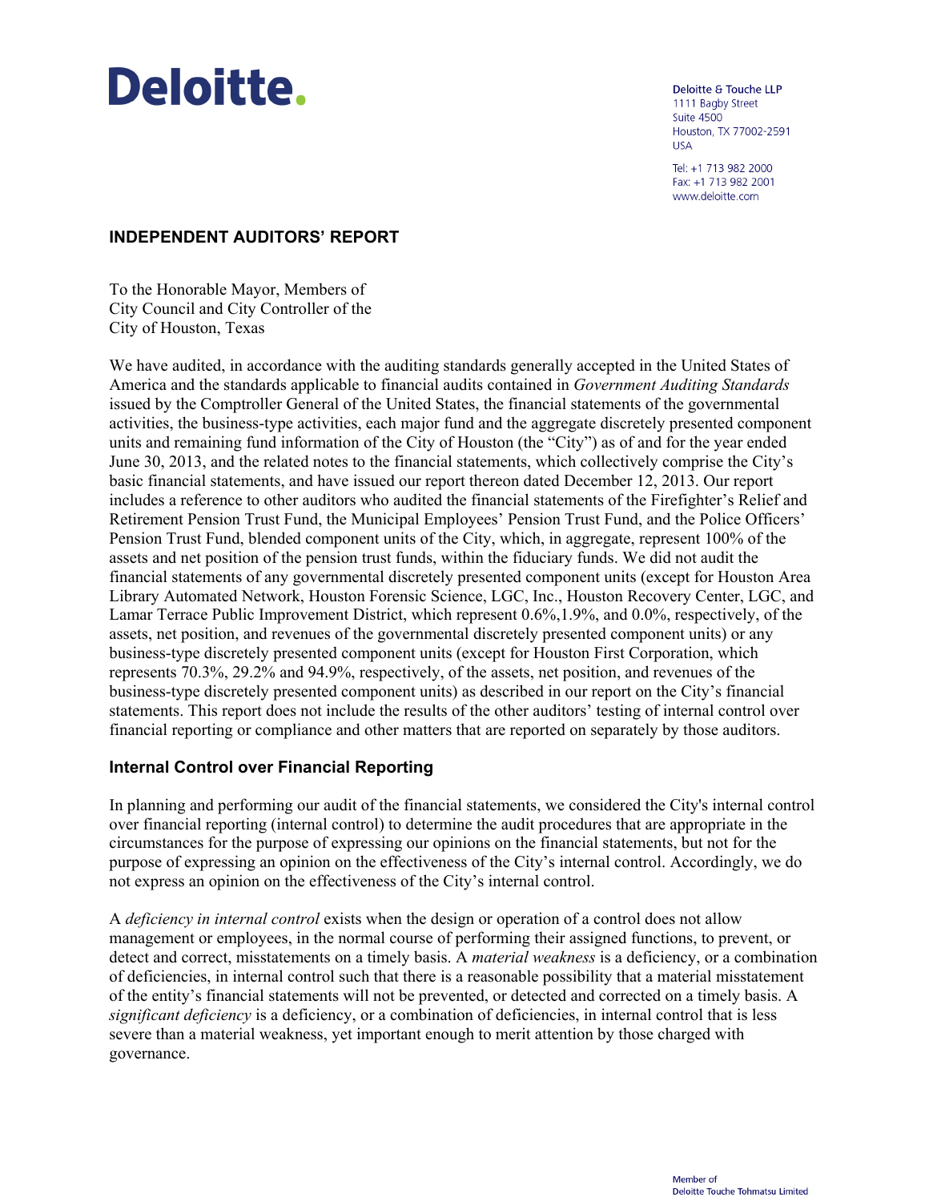Deloitte.

Deloitte & Touche LLP
1111 Bagby Street
Suite 4500
Houston, TX 77002-2591
USA

Tel: +1 713 982 2000
Fax: +1 713 982 2001
www.deloitte.com

## INDEPENDENT AUDITORS' REPORT

To the Honorable Mayor, Members of
City Council and City Controller of the
City of Houston, Texas

We have audited, in accordance with the auditing standards generally accepted in the United States of America and the standards applicable to financial audits contained in *Government Auditing Standards* issued by the Comptroller General of the United States, the financial statements of the governmental activities, the business-type activities, each major fund and the aggregate discretely presented component units and remaining fund information of the City of Houston (the "City") as of and for the year ended June 30, 2013, and the related notes to the financial statements, which collectively comprise the City's basic financial statements, and have issued our report thereon dated December 12, 2013. Our report includes a reference to other auditors who audited the financial statements of the Firefighter's Relief and Retirement Pension Trust Fund, the Municipal Employees' Pension Trust Fund, and the Police Officers' Pension Trust Fund, blended component units of the City, which, in aggregate, represent 100% of the assets and net position of the pension trust funds, within the fiduciary funds. We did not audit the financial statements of any governmental discretely presented component units (except for Houston Area Library Automated Network, Houston Forensic Science, LGC, Inc., Houston Recovery Center, LGC, and Lamar Terrace Public Improvement District, which represent 0.6%,1.9%, and 0.0%, respectively, of the assets, net position, and revenues of the governmental discretely presented component units) or any business-type discretely presented component units (except for Houston First Corporation, which represents 70.3%, 29.2% and 94.9%, respectively, of the assets, net position, and revenues of the business-type discretely presented component units) as described in our report on the City's financial statements. This report does not include the results of the other auditors' testing of internal control over financial reporting or compliance and other matters that are reported on separately by those auditors.

### Internal Control over Financial Reporting

In planning and performing our audit of the financial statements, we considered the City's internal control over financial reporting (internal control) to determine the audit procedures that are appropriate in the circumstances for the purpose of expressing our opinions on the financial statements, but not for the purpose of expressing an opinion on the effectiveness of the City's internal control. Accordingly, we do not express an opinion on the effectiveness of the City's internal control.

A *deficiency in internal control* exists when the design or operation of a control does not allow management or employees, in the normal course of performing their assigned functions, to prevent, or detect and correct, misstatements on a timely basis. A *material weakness* is a deficiency, or a combination of deficiencies, in internal control such that there is a reasonable possibility that a material misstatement of the entity's financial statements will not be prevented, or detected and corrected on a timely basis. A *significant deficiency* is a deficiency, or a combination of deficiencies, in internal control that is less severe than a material weakness, yet important enough to merit attention by those charged with governance.

Member of
Deloitte Touche Tohmatsu Limited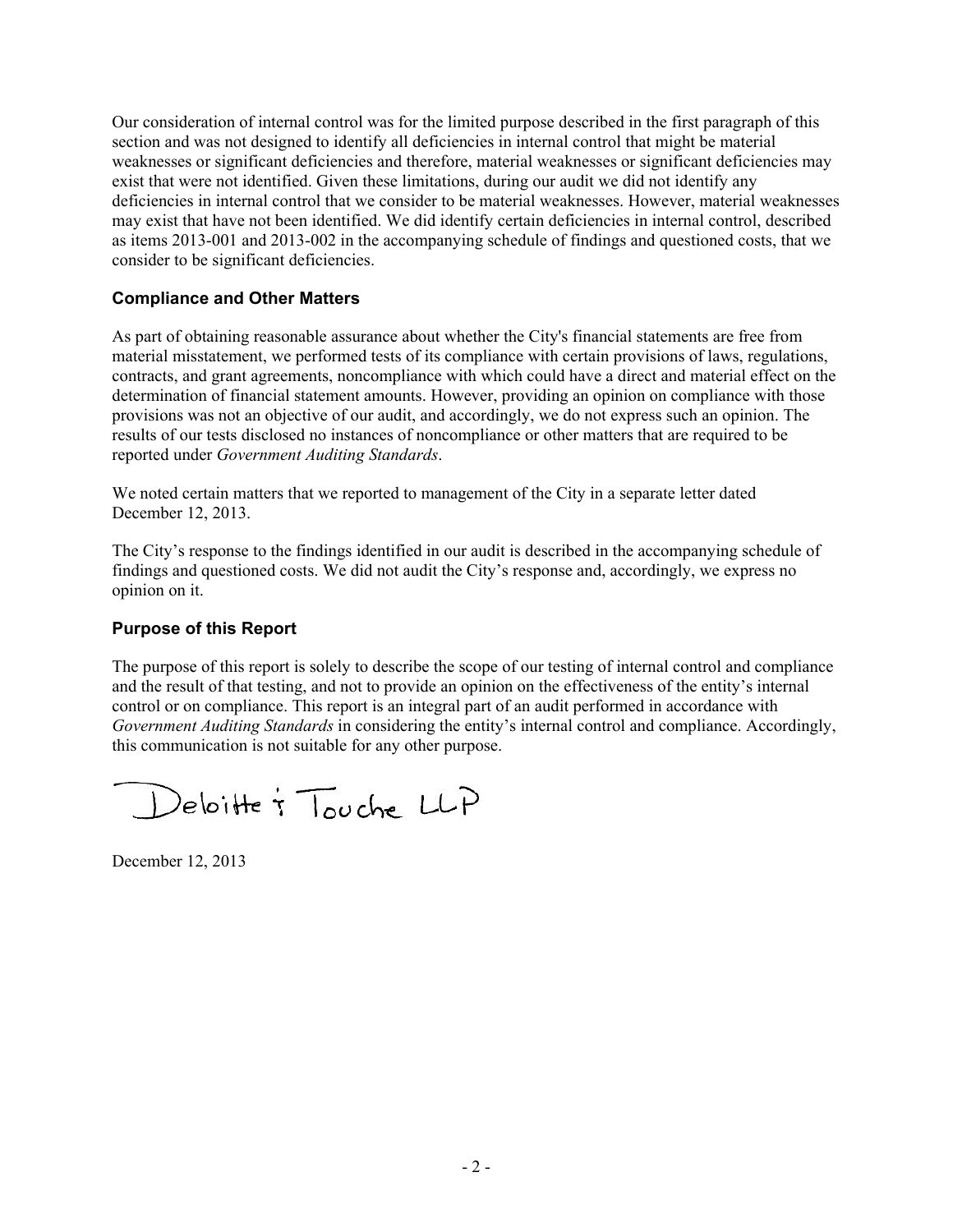Our consideration of internal control was for the limited purpose described in the first paragraph of this section and was not designed to identify all deficiencies in internal control that might be material weaknesses or significant deficiencies and therefore, material weaknesses or significant deficiencies may exist that were not identified. Given these limitations, during our audit we did not identify any deficiencies in internal control that we consider to be material weaknesses. However, material weaknesses may exist that have not been identified. We did identify certain deficiencies in internal control, described as items 2013-001 and 2013-002 in the accompanying schedule of findings and questioned costs, that we consider to be significant deficiencies.

### Compliance and Other Matters

As part of obtaining reasonable assurance about whether the City's financial statements are free from material misstatement, we performed tests of its compliance with certain provisions of laws, regulations, contracts, and grant agreements, noncompliance with which could have a direct and material effect on the determination of financial statement amounts. However, providing an opinion on compliance with those provisions was not an objective of our audit, and accordingly, we do not express such an opinion. The results of our tests disclosed no instances of noncompliance or other matters that are required to be reported under *Government Auditing Standards*.

We noted certain matters that we reported to management of the City in a separate letter dated December 12, 2013.

The City's response to the findings identified in our audit is described in the accompanying schedule of findings and questioned costs. We did not audit the City's response and, accordingly, we express no opinion on it.

### Purpose of this Report

The purpose of this report is solely to describe the scope of our testing of internal control and compliance and the result of that testing, and not to provide an opinion on the effectiveness of the entity's internal control or on compliance. This report is an integral part of an audit performed in accordance with *Government Auditing Standards* in considering the entity's internal control and compliance. Accordingly, this communication is not suitable for any other purpose.

Deloitte & Touche LLP

December 12, 2013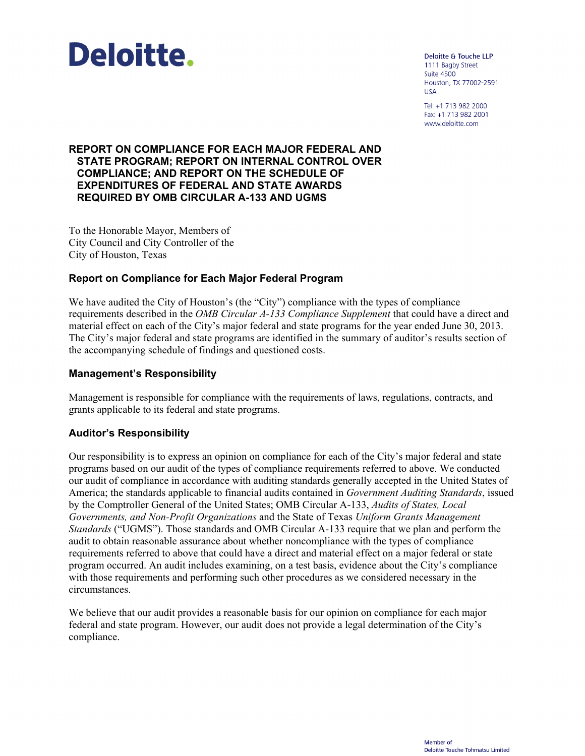Deloitte.

Deloitte & Touche LLP
1111 Bagby Street
Suite 4500
Houston, TX 77002-2591
USA

Tel: +1 713 982 2000
Fax: +1 713 982 2001
www.deloitte.com

# REPORT ON COMPLIANCE FOR EACH MAJOR FEDERAL AND STATE PROGRAM; REPORT ON INTERNAL CONTROL OVER COMPLIANCE; AND REPORT ON THE SCHEDULE OF EXPENDITURES OF FEDERAL AND STATE AWARDS REQUIRED BY OMB CIRCULAR A-133 AND UGMS

To the Honorable Mayor, Members of
City Council and City Controller of the
City of Houston, Texas

## Report on Compliance for Each Major Federal Program

We have audited the City of Houston's (the "City") compliance with the types of compliance requirements described in the *OMB Circular A-133 Compliance Supplement* that could have a direct and material effect on each of the City's major federal and state programs for the year ended June 30, 2013. The City's major federal and state programs are identified in the summary of auditor's results section of the accompanying schedule of findings and questioned costs.

## Management's Responsibility

Management is responsible for compliance with the requirements of laws, regulations, contracts, and grants applicable to its federal and state programs.

## Auditor's Responsibility

Our responsibility is to express an opinion on compliance for each of the City's major federal and state programs based on our audit of the types of compliance requirements referred to above. We conducted our audit of compliance in accordance with auditing standards generally accepted in the United States of America; the standards applicable to financial audits contained in *Government Auditing Standards*, issued by the Comptroller General of the United States; OMB Circular A-133, *Audits of States, Local Governments, and Non-Profit Organizations* and the State of Texas *Uniform Grants Management Standards* ("UGMS"). Those standards and OMB Circular A-133 require that we plan and perform the audit to obtain reasonable assurance about whether noncompliance with the types of compliance requirements referred to above that could have a direct and material effect on a major federal or state program occurred. An audit includes examining, on a test basis, evidence about the City's compliance with those requirements and performing such other procedures as we considered necessary in the circumstances.

We believe that our audit provides a reasonable basis for our opinion on compliance for each major federal and state program. However, our audit does not provide a legal determination of the City's compliance.

Member of
Deloitte Touche Tohmatsu Limited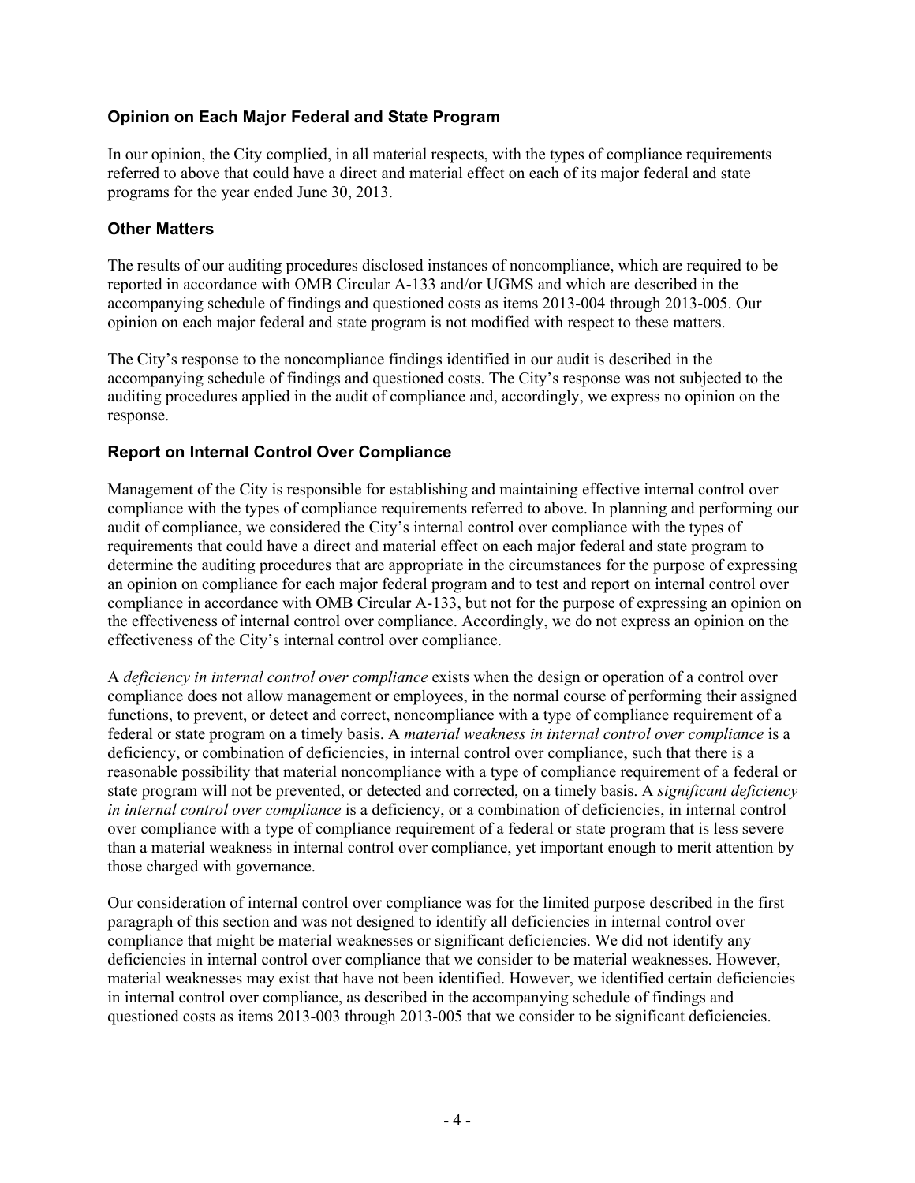### Opinion on Each Major Federal and State Program

In our opinion, the City complied, in all material respects, with the types of compliance requirements referred to above that could have a direct and material effect on each of its major federal and state programs for the year ended June 30, 2013.

### Other Matters

The results of our auditing procedures disclosed instances of noncompliance, which are required to be reported in accordance with OMB Circular A-133 and/or UGMS and which are described in the accompanying schedule of findings and questioned costs as items 2013-004 through 2013-005. Our opinion on each major federal and state program is not modified with respect to these matters.

The City's response to the noncompliance findings identified in our audit is described in the accompanying schedule of findings and questioned costs. The City's response was not subjected to the auditing procedures applied in the audit of compliance and, accordingly, we express no opinion on the response.

### Report on Internal Control Over Compliance

Management of the City is responsible for establishing and maintaining effective internal control over compliance with the types of compliance requirements referred to above. In planning and performing our audit of compliance, we considered the City's internal control over compliance with the types of requirements that could have a direct and material effect on each major federal and state program to determine the auditing procedures that are appropriate in the circumstances for the purpose of expressing an opinion on compliance for each major federal program and to test and report on internal control over compliance in accordance with OMB Circular A-133, but not for the purpose of expressing an opinion on the effectiveness of internal control over compliance. Accordingly, we do not express an opinion on the effectiveness of the City's internal control over compliance.

A *deficiency in internal control over compliance* exists when the design or operation of a control over compliance does not allow management or employees, in the normal course of performing their assigned functions, to prevent, or detect and correct, noncompliance with a type of compliance requirement of a federal or state program on a timely basis. A *material weakness in internal control over compliance* is a deficiency, or combination of deficiencies, in internal control over compliance, such that there is a reasonable possibility that material noncompliance with a type of compliance requirement of a federal or state program will not be prevented, or detected and corrected, on a timely basis. A *significant deficiency in internal control over compliance* is a deficiency, or a combination of deficiencies, in internal control over compliance with a type of compliance requirement of a federal or state program that is less severe than a material weakness in internal control over compliance, yet important enough to merit attention by those charged with governance.

Our consideration of internal control over compliance was for the limited purpose described in the first paragraph of this section and was not designed to identify all deficiencies in internal control over compliance that might be material weaknesses or significant deficiencies. We did not identify any deficiencies in internal control over compliance that we consider to be material weaknesses. However, material weaknesses may exist that have not been identified. However, we identified certain deficiencies in internal control over compliance, as described in the accompanying schedule of findings and questioned costs as items 2013-003 through 2013-005 that we consider to be significant deficiencies.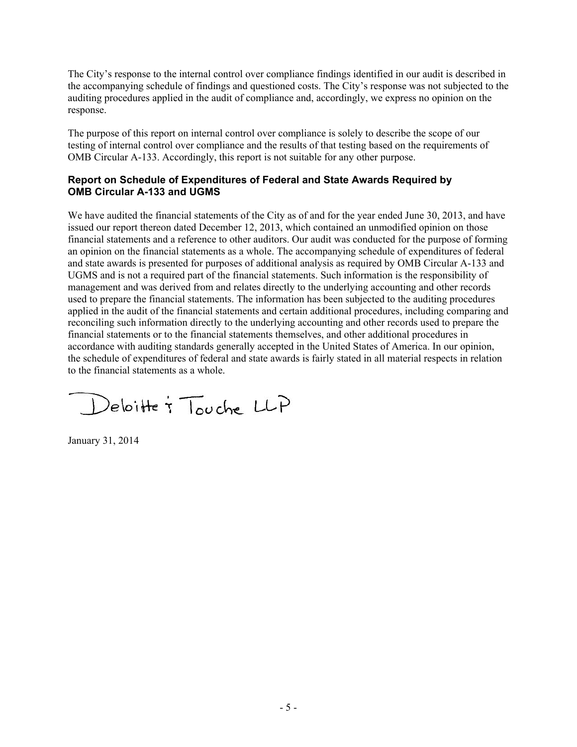The City's response to the internal control over compliance findings identified in our audit is described in the accompanying schedule of findings and questioned costs. The City's response was not subjected to the auditing procedures applied in the audit of compliance and, accordingly, we express no opinion on the response.

The purpose of this report on internal control over compliance is solely to describe the scope of our testing of internal control over compliance and the results of that testing based on the requirements of OMB Circular A-133. Accordingly, this report is not suitable for any other purpose.

### Report on Schedule of Expenditures of Federal and State Awards Required by OMB Circular A-133 and UGMS

We have audited the financial statements of the City as of and for the year ended June 30, 2013, and have issued our report thereon dated December 12, 2013, which contained an unmodified opinion on those financial statements and a reference to other auditors. Our audit was conducted for the purpose of forming an opinion on the financial statements as a whole. The accompanying schedule of expenditures of federal and state awards is presented for purposes of additional analysis as required by OMB Circular A-133 and UGMS and is not a required part of the financial statements. Such information is the responsibility of management and was derived from and relates directly to the underlying accounting and other records used to prepare the financial statements. The information has been subjected to the auditing procedures applied in the audit of the financial statements and certain additional procedures, including comparing and reconciling such information directly to the underlying accounting and other records used to prepare the financial statements or to the financial statements themselves, and other additional procedures in accordance with auditing standards generally accepted in the United States of America. In our opinion, the schedule of expenditures of federal and state awards is fairly stated in all material respects in relation to the financial statements as a whole.

Deloitte & Touche LLP

January 31, 2014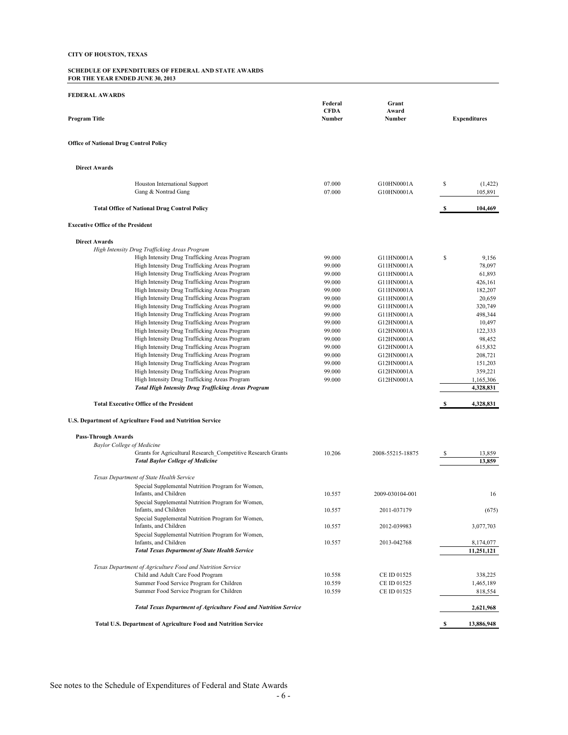**CITY OF HOUSTON, TEXAS**

**SCHEDULE OF EXPENDITURES OF FEDERAL AND STATE AWARDS**
**FOR THE YEAR ENDED JUNE 30, 2013**

**FEDERAL AWARDS**

| Program Title | Federal CFDA Number | Grant Award Number | Expenditures |
|---|---|---|---|
| **Office of National Drug Control Policy** | | | |
| **Direct Awards** | | | |
| Houston International Support | 07.000 | G10HN0001A | $ (1,422) |
| Gang & Nontrad Gang | 07.000 | G10HN0001A | 105,891 |
| **Total Office of National Drug Control Policy** | | | **$ 104,469** |
| **Executive Office of the President** | | | |
| **Direct Awards** | | | |
| *High Intensity Drug Trafficking Areas Program* | | | |
| High Intensity Drug Trafficking Areas Program | 99.000 | G11HN0001A | $ 9,156 |
| High Intensity Drug Trafficking Areas Program | 99.000 | G11HN0001A | 78,097 |
| High Intensity Drug Trafficking Areas Program | 99.000 | G11HN0001A | 61,893 |
| High Intensity Drug Trafficking Areas Program | 99.000 | G11HN0001A | 426,161 |
| High Intensity Drug Trafficking Areas Program | 99.000 | G11HN0001A | 182,207 |
| High Intensity Drug Trafficking Areas Program | 99.000 | G11HN0001A | 20,659 |
| High Intensity Drug Trafficking Areas Program | 99.000 | G11HN0001A | 320,749 |
| High Intensity Drug Trafficking Areas Program | 99.000 | G11HN0001A | 498,344 |
| High Intensity Drug Trafficking Areas Program | 99.000 | G12HN0001A | 10,497 |
| High Intensity Drug Trafficking Areas Program | 99.000 | G12HN0001A | 122,333 |
| High Intensity Drug Trafficking Areas Program | 99.000 | G12HN0001A | 98,452 |
| High Intensity Drug Trafficking Areas Program | 99.000 | G12HN0001A | 615,832 |
| High Intensity Drug Trafficking Areas Program | 99.000 | G12HN0001A | 208,721 |
| High Intensity Drug Trafficking Areas Program | 99.000 | G12HN0001A | 151,203 |
| High Intensity Drug Trafficking Areas Program | 99.000 | G12HN0001A | 359,221 |
| High Intensity Drug Trafficking Areas Program | 99.000 | G12HN0001A | 1,165,306 |
| ***Total High Intensity Drug Trafficking Areas Program*** | | | **4,328,831** |
| **Total Executive Office of the President** | | | **$ 4,328,831** |
| **U.S. Department of Agriculture Food and Nutrition Service** | | | |
| **Pass-Through Awards** | | | |
| *Baylor College of Medicine* | | | |
| Grants for Agricultural Research_Competitive Research Grants | 10.206 | 2008-55215-18875 | $ 13,859 |
| ***Total Baylor College of Medicine*** | | | **13,859** |
| *Texas Department of State Health Service* | | | |
| Special Supplemental Nutrition Program for Women, Infants, and Children | 10.557 | 2009-030104-001 | 16 |
| Special Supplemental Nutrition Program for Women, Infants, and Children | 10.557 | 2011-037179 | (675) |
| Special Supplemental Nutrition Program for Women, Infants, and Children | 10.557 | 2012-039983 | 3,077,703 |
| Special Supplemental Nutrition Program for Women, Infants, and Children | 10.557 | 2013-042768 | 8,174,077 |
| ***Total Texas Department of State Health Service*** | | | **11,251,121** |
| *Texas Department of Agriculture Food and Nutrition Service* | | | |
| Child and Adult Care Food Program | 10.558 | CE ID 01525 | 338,225 |
| Summer Food Service Program for Children | 10.559 | CE ID 01525 | 1,465,189 |
| Summer Food Service Program for Children | 10.559 | CE ID 01525 | 818,554 |
| ***Total Texas Department of Agriculture Food and Nutrition Service*** | | | **2,621,968** |
| **Total U.S. Department of Agriculture Food and Nutrition Service** | | | **$ 13,886,948** |

See notes to the Schedule of Expenditures of Federal and State Awards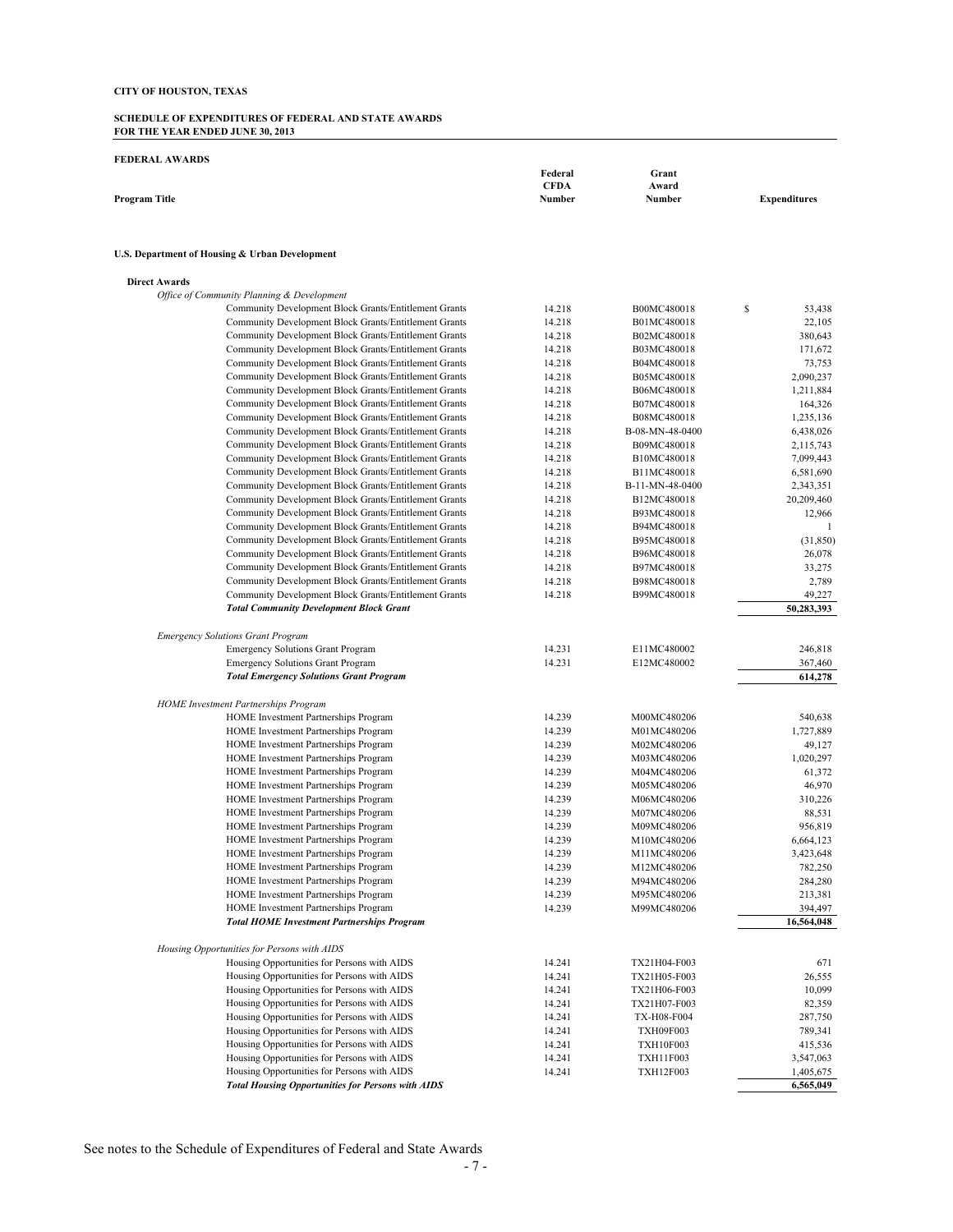**CITY OF HOUSTON, TEXAS**

**SCHEDULE OF EXPENDITURES OF FEDERAL AND STATE AWARDS**
**FOR THE YEAR ENDED JUNE 30, 2013**

**FEDERAL AWARDS**

| Program Title | Federal CFDA Number | Grant Award Number | Expenditures |
|---|---|---|---|
| **U.S. Department of Housing & Urban Development** | | | |
| **Direct Awards** | | | |
| *Office of Community Planning & Development* | | | |
| Community Development Block Grants/Entitlement Grants | 14.218 | B00MC480018 | $ 53,438 |
| Community Development Block Grants/Entitlement Grants | 14.218 | B01MC480018 | 22,105 |
| Community Development Block Grants/Entitlement Grants | 14.218 | B02MC480018 | 380,643 |
| Community Development Block Grants/Entitlement Grants | 14.218 | B03MC480018 | 171,672 |
| Community Development Block Grants/Entitlement Grants | 14.218 | B04MC480018 | 73,753 |
| Community Development Block Grants/Entitlement Grants | 14.218 | B05MC480018 | 2,090,237 |
| Community Development Block Grants/Entitlement Grants | 14.218 | B06MC480018 | 1,211,884 |
| Community Development Block Grants/Entitlement Grants | 14.218 | B07MC480018 | 164,326 |
| Community Development Block Grants/Entitlement Grants | 14.218 | B08MC480018 | 1,235,136 |
| Community Development Block Grants/Entitlement Grants | 14.218 | B-08-MN-48-0400 | 6,438,026 |
| Community Development Block Grants/Entitlement Grants | 14.218 | B09MC480018 | 2,115,743 |
| Community Development Block Grants/Entitlement Grants | 14.218 | B10MC480018 | 7,099,443 |
| Community Development Block Grants/Entitlement Grants | 14.218 | B11MC480018 | 6,581,690 |
| Community Development Block Grants/Entitlement Grants | 14.218 | B-11-MN-48-0400 | 2,343,351 |
| Community Development Block Grants/Entitlement Grants | 14.218 | B12MC480018 | 20,209,460 |
| Community Development Block Grants/Entitlement Grants | 14.218 | B93MC480018 | 12,966 |
| Community Development Block Grants/Entitlement Grants | 14.218 | B94MC480018 | 1 |
| Community Development Block Grants/Entitlement Grants | 14.218 | B95MC480018 | (31,850) |
| Community Development Block Grants/Entitlement Grants | 14.218 | B96MC480018 | 26,078 |
| Community Development Block Grants/Entitlement Grants | 14.218 | B97MC480018 | 33,275 |
| Community Development Block Grants/Entitlement Grants | 14.218 | B98MC480018 | 2,789 |
| Community Development Block Grants/Entitlement Grants | 14.218 | B99MC480018 | 49,227 |
| ***Total Community Development Block Grant*** | | | **50,283,393** |
| *Emergency Solutions Grant Program* | | | |
| Emergency Solutions Grant Program | 14.231 | E11MC480002 | 246,818 |
| Emergency Solutions Grant Program | 14.231 | E12MC480002 | 367,460 |
| ***Total Emergency Solutions Grant Program*** | | | **614,278** |
| *HOME Investment Partnerships Program* | | | |
| HOME Investment Partnerships Program | 14.239 | M00MC480206 | 540,638 |
| HOME Investment Partnerships Program | 14.239 | M01MC480206 | 1,727,889 |
| HOME Investment Partnerships Program | 14.239 | M02MC480206 | 49,127 |
| HOME Investment Partnerships Program | 14.239 | M03MC480206 | 1,020,297 |
| HOME Investment Partnerships Program | 14.239 | M04MC480206 | 61,372 |
| HOME Investment Partnerships Program | 14.239 | M05MC480206 | 46,970 |
| HOME Investment Partnerships Program | 14.239 | M06MC480206 | 310,226 |
| HOME Investment Partnerships Program | 14.239 | M07MC480206 | 88,531 |
| HOME Investment Partnerships Program | 14.239 | M09MC480206 | 956,819 |
| HOME Investment Partnerships Program | 14.239 | M10MC480206 | 6,664,123 |
| HOME Investment Partnerships Program | 14.239 | M11MC480206 | 3,423,648 |
| HOME Investment Partnerships Program | 14.239 | M12MC480206 | 782,250 |
| HOME Investment Partnerships Program | 14.239 | M94MC480206 | 284,280 |
| HOME Investment Partnerships Program | 14.239 | M95MC480206 | 213,381 |
| HOME Investment Partnerships Program | 14.239 | M99MC480206 | 394,497 |
| ***Total HOME Investment Partnerships Program*** | | | **16,564,048** |
| *Housing Opportunities for Persons with AIDS* | | | |
| Housing Opportunities for Persons with AIDS | 14.241 | TX21H04-F003 | 671 |
| Housing Opportunities for Persons with AIDS | 14.241 | TX21H05-F003 | 26,555 |
| Housing Opportunities for Persons with AIDS | 14.241 | TX21H06-F003 | 10,099 |
| Housing Opportunities for Persons with AIDS | 14.241 | TX21H07-F003 | 82,359 |
| Housing Opportunities for Persons with AIDS | 14.241 | TX-H08-F004 | 287,750 |
| Housing Opportunities for Persons with AIDS | 14.241 | TXH09F003 | 789,341 |
| Housing Opportunities for Persons with AIDS | 14.241 | TXH10F003 | 415,536 |
| Housing Opportunities for Persons with AIDS | 14.241 | TXH11F003 | 3,547,063 |
| Housing Opportunities for Persons with AIDS | 14.241 | TXH12F003 | 1,405,675 |
| ***Total Housing Opportunities for Persons with AIDS*** | | | **6,565,049** |

See notes to the Schedule of Expenditures of Federal and State Awards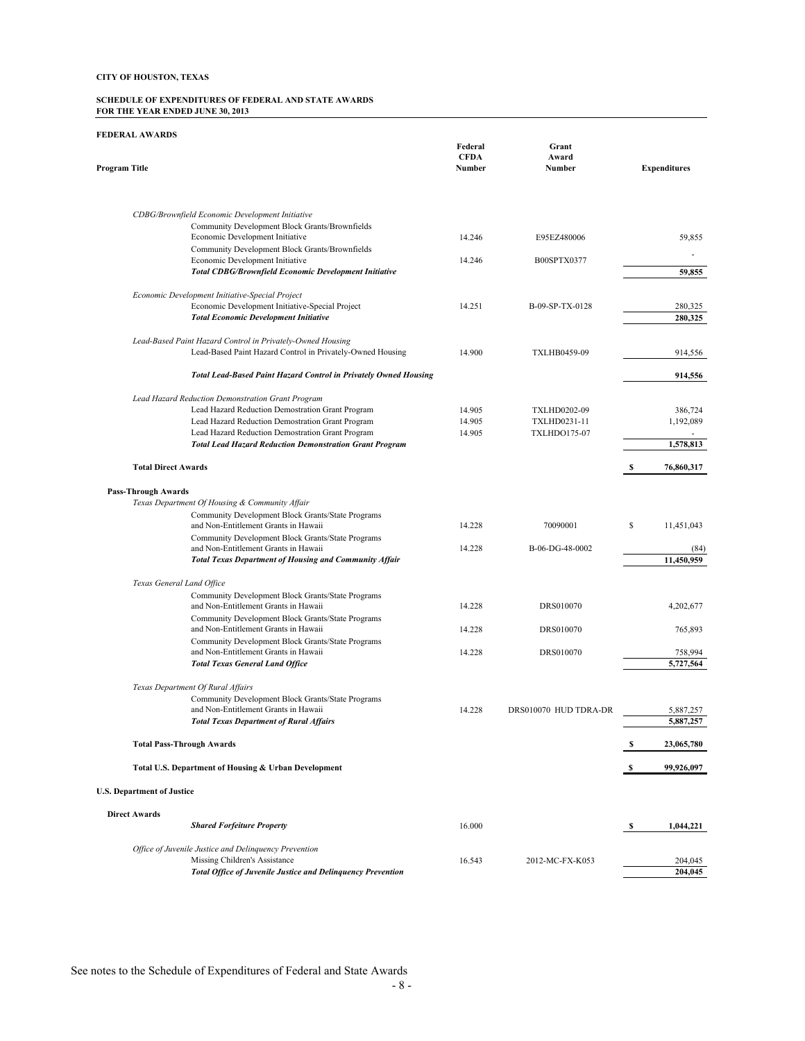**CITY OF HOUSTON, TEXAS**

**SCHEDULE OF EXPENDITURES OF FEDERAL AND STATE AWARDS**
**FOR THE YEAR ENDED JUNE 30, 2013**

**FEDERAL AWARDS**

| Program Title | Federal CFDA Number | Grant Award Number | Expenditures |
|---|---|---|---|
| *CDBG/Brownfield Economic Development Initiative* | | | |
| Community Development Block Grants/Brownfields Economic Development Initiative | 14.246 | E95EZ480006 | 59,855 |
| Community Development Block Grants/Brownfields Economic Development Initiative | 14.246 | B00SPTX0377 | - |
| ***Total CDBG/Brownfield Economic Development Initiative*** | | | **59,855** |
| *Economic Development Initiative-Special Project* | | | |
| Economic Development Initiative-Special Project | 14.251 | B-09-SP-TX-0128 | 280,325 |
| ***Total Economic Development Initiative*** | | | **280,325** |
| *Lead-Based Paint Hazard Control in Privately-Owned Housing* | | | |
| Lead-Based Paint Hazard Control in Privately-Owned Housing | 14.900 | TXLHB0459-09 | 914,556 |
| ***Total Lead-Based Paint Hazard Control in Privately Owned Housing*** | | | **914,556** |
| *Lead Hazard Reduction Demonstration Grant Program* | | | |
| Lead Hazard Reduction Demostration Grant Program | 14.905 | TXLHD0202-09 | 386,724 |
| Lead Hazard Reduction Demostration Grant Program | 14.905 | TXLHD0231-11 | 1,192,089 |
| Lead Hazard Reduction Demostration Grant Program | 14.905 | TXLHDO175-07 | - |
| ***Total Lead Hazard Reduction Demonstration Grant Program*** | | | **1,578,813** |
| **Total Direct Awards** | | | **$ 76,860,317** |
| **Pass-Through Awards** | | | |
| *Texas Department Of Housing & Community Affair* | | | |
| Community Development Block Grants/State Programs and Non-Entitlement Grants in Hawaii | 14.228 | 70090001 | $ 11,451,043 |
| Community Development Block Grants/State Programs and Non-Entitlement Grants in Hawaii | 14.228 | B-06-DG-48-0002 | (84) |
| ***Total Texas Department of Housing and Community Affair*** | | | **11,450,959** |
| *Texas General Land Office* | | | |
| Community Development Block Grants/State Programs and Non-Entitlement Grants in Hawaii | 14.228 | DRS010070 | 4,202,677 |
| Community Development Block Grants/State Programs and Non-Entitlement Grants in Hawaii | 14.228 | DRS010070 | 765,893 |
| Community Development Block Grants/State Programs and Non-Entitlement Grants in Hawaii | 14.228 | DRS010070 | 758,994 |
| ***Total Texas General Land Office*** | | | **5,727,564** |
| *Texas Department Of Rural Affairs* | | | |
| Community Development Block Grants/State Programs and Non-Entitlement Grants in Hawaii | 14.228 | DRS010070 HUD TDRA-DR | 5,887,257 |
| ***Total Texas Department of Rural Affairs*** | | | **5,887,257** |
| **Total Pass-Through Awards** | | | **$ 23,065,780** |
| **Total U.S. Department of Housing & Urban Development** | | | **$ 99,926,097** |
| **U.S. Department of Justice** | | | |
| **Direct Awards** | | | |
| ***Shared Forfeiture Property*** | 16.000 | | **$ 1,044,221** |
| *Office of Juvenile Justice and Delinquency Prevention* | | | |
| Missing Children's Assistance | 16.543 | 2012-MC-FX-K053 | 204,045 |
| ***Total Office of Juvenile Justice and Delinquency Prevention*** | | | **204,045** |

See notes to the Schedule of Expenditures of Federal and State Awards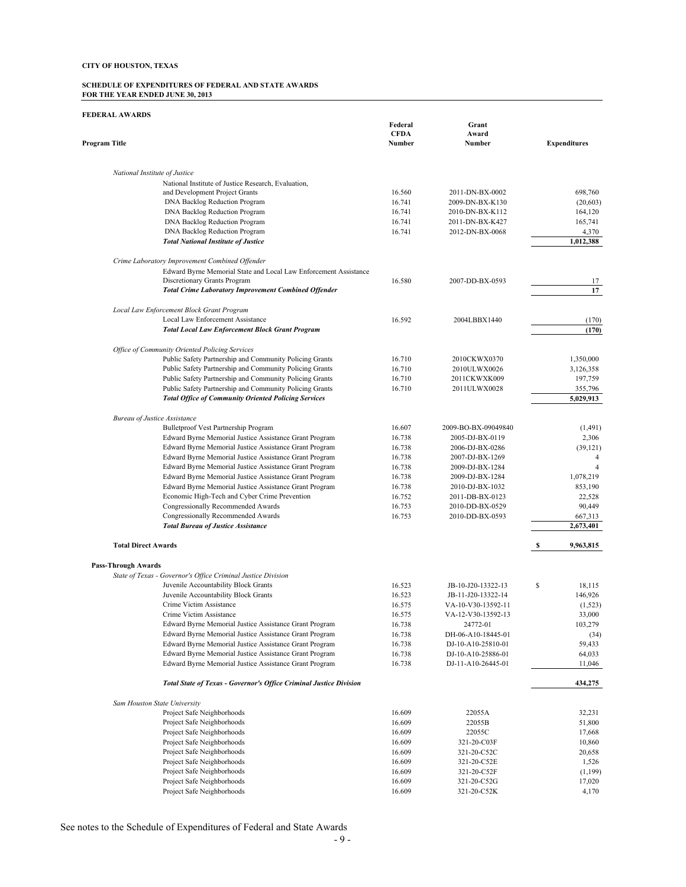**CITY OF HOUSTON, TEXAS**

**SCHEDULE OF EXPENDITURES OF FEDERAL AND STATE AWARDS**
**FOR THE YEAR ENDED JUNE 30, 2013**

**FEDERAL AWARDS**

| Program Title | Federal CFDA Number | Grant Award Number | Expenditures |
|---|---|---|---|
| *National Institute of Justice* | | | |
| National Institute of Justice Research, Evaluation, and Development Project Grants | 16.560 | 2011-DN-BX-0002 | 698,760 |
| DNA Backlog Reduction Program | 16.741 | 2009-DN-BX-K130 | (20,603) |
| DNA Backlog Reduction Program | 16.741 | 2010-DN-BX-K112 | 164,120 |
| DNA Backlog Reduction Program | 16.741 | 2011-DN-BX-K427 | 165,741 |
| DNA Backlog Reduction Program | 16.741 | 2012-DN-BX-0068 | 4,370 |
| ***Total National Institute of Justice*** | | | **1,012,388** |
| *Crime Laboratory Improvement Combined Offender* | | | |
| Edward Byrne Memorial State and Local Law Enforcement Assistance Discretionary Grants Program | 16.580 | 2007-DD-BX-0593 | 17 |
| ***Total Crime Laboratory Improvement Combined Offender*** | | | **17** |
| *Local Law Enforcement Block Grant Program* | | | |
| Local Law Enforcement Assistance | 16.592 | 2004LBBX1440 | (170) |
| ***Total Local Law Enforcement Block Grant Program*** | | | **(170)** |
| *Office of Community Oriented Policing Services* | | | |
| Public Safety Partnership and Community Policing Grants | 16.710 | 2010CKWX0370 | 1,350,000 |
| Public Safety Partnership and Community Policing Grants | 16.710 | 2010ULWX0026 | 3,126,358 |
| Public Safety Partnership and Community Policing Grants | 16.710 | 2011CKWXK009 | 197,759 |
| Public Safety Partnership and Community Policing Grants | 16.710 | 2011ULWX0028 | 355,796 |
| ***Total Office of Community Oriented Policing Services*** | | | **5,029,913** |
| *Bureau of Justice Assistance* | | | |
| Bulletproof Vest Partnership Program | 16.607 | 2009-BO-BX-09049840 | (1,491) |
| Edward Byrne Memorial Justice Assistance Grant Program | 16.738 | 2005-DJ-BX-0119 | 2,306 |
| Edward Byrne Memorial Justice Assistance Grant Program | 16.738 | 2006-DJ-BX-0286 | (39,121) |
| Edward Byrne Memorial Justice Assistance Grant Program | 16.738 | 2007-DJ-BX-1269 | 4 |
| Edward Byrne Memorial Justice Assistance Grant Program | 16.738 | 2009-DJ-BX-1284 | 4 |
| Edward Byrne Memorial Justice Assistance Grant Program | 16.738 | 2009-DJ-BX-1284 | 1,078,219 |
| Edward Byrne Memorial Justice Assistance Grant Program | 16.738 | 2010-DJ-BX-1032 | 853,190 |
| Economic High-Tech and Cyber Crime Prevention | 16.752 | 2011-DB-BX-0123 | 22,528 |
| Congressionally Recommended Awards | 16.753 | 2010-DD-BX-0529 | 90,449 |
| Congressionally Recommended Awards | 16.753 | 2010-DD-BX-0593 | 667,313 |
| ***Total Bureau of Justice Assistance*** | | | **2,673,401** |
| **Total Direct Awards** | | | **$ 9,963,815** |
| **Pass-Through Awards** | | | |
| *State of Texas - Governor's Office Criminal Justice Division* | | | |
| Juvenile Accountability Block Grants | 16.523 | JB-10-J20-13322-13 | $ 18,115 |
| Juvenile Accountability Block Grants | 16.523 | JB-11-J20-13322-14 | 146,926 |
| Crime Victim Assistance | 16.575 | VA-10-V30-13592-11 | (1,523) |
| Crime Victim Assistance | 16.575 | VA-12-V30-13592-13 | 33,000 |
| Edward Byrne Memorial Justice Assistance Grant Program | 16.738 | 24772-01 | 103,279 |
| Edward Byrne Memorial Justice Assistance Grant Program | 16.738 | DH-06-A10-18445-01 | (34) |
| Edward Byrne Memorial Justice Assistance Grant Program | 16.738 | DJ-10-A10-25810-01 | 59,433 |
| Edward Byrne Memorial Justice Assistance Grant Program | 16.738 | DJ-10-A10-25886-01 | 64,033 |
| Edward Byrne Memorial Justice Assistance Grant Program | 16.738 | DJ-11-A10-26445-01 | 11,046 |
| ***Total State of Texas - Governor's Office Criminal Justice Division*** | | | **434,275** |
| *Sam Houston State University* | | | |
| Project Safe Neighborhoods | 16.609 | 22055A | 32,231 |
| Project Safe Neighborhoods | 16.609 | 22055B | 51,800 |
| Project Safe Neighborhoods | 16.609 | 22055C | 17,668 |
| Project Safe Neighborhoods | 16.609 | 321-20-C03F | 10,860 |
| Project Safe Neighborhoods | 16.609 | 321-20-C52C | 20,658 |
| Project Safe Neighborhoods | 16.609 | 321-20-C52E | 1,526 |
| Project Safe Neighborhoods | 16.609 | 321-20-C52F | (1,199) |
| Project Safe Neighborhoods | 16.609 | 321-20-C52G | 17,020 |
| Project Safe Neighborhoods | 16.609 | 321-20-C52K | 4,170 |

See notes to the Schedule of Expenditures of Federal and State Awards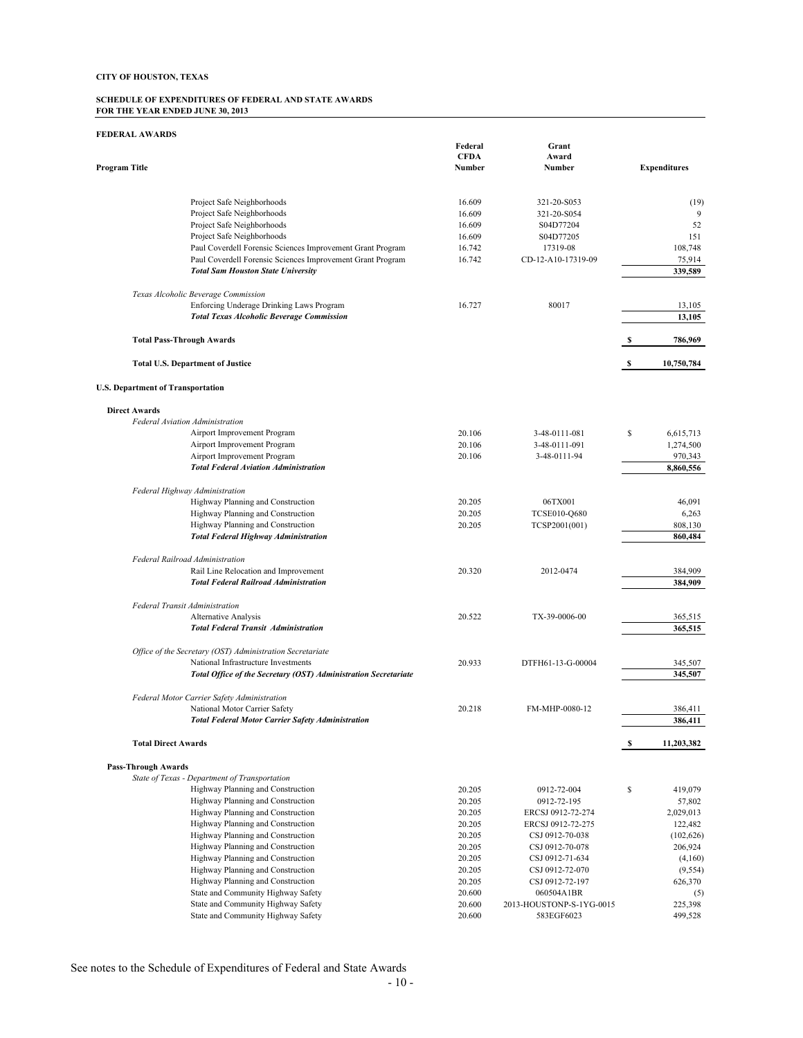**CITY OF HOUSTON, TEXAS**

**SCHEDULE OF EXPENDITURES OF FEDERAL AND STATE AWARDS**
**FOR THE YEAR ENDED JUNE 30, 2013**

**FEDERAL AWARDS**

| Program Title | Federal CFDA Number | Grant Award Number | Expenditures |
|---|---|---|---|
| Project Safe Neighborhoods | 16.609 | 321-20-S053 | (19) |
| Project Safe Neighborhoods | 16.609 | 321-20-S054 | 9 |
| Project Safe Neighborhoods | 16.609 | S04D77204 | 52 |
| Project Safe Neighborhoods | 16.609 | S04D77205 | 151 |
| Paul Coverdell Forensic Sciences Improvement Grant Program | 16.742 | 17319-08 | 108,748 |
| Paul Coverdell Forensic Sciences Improvement Grant Program | 16.742 | CD-12-A10-17319-09 | 75,914 |
| ***Total Sam Houston State University*** | | | **339,589** |
| *Texas Alcoholic Beverage Commission* | | | |
| Enforcing Underage Drinking Laws Program | 16.727 | 80017 | 13,105 |
| ***Total Texas Alcoholic Beverage Commission*** | | | **13,105** |
| **Total Pass-Through Awards** | | | **$ 786,969** |
| **Total U.S. Department of Justice** | | | **$ 10,750,784** |
| **U.S. Department of Transportation** | | | |
| **Direct Awards** | | | |
| *Federal Aviation Administration* | | | |
| Airport Improvement Program | 20.106 | 3-48-0111-081 | $ 6,615,713 |
| Airport Improvement Program | 20.106 | 3-48-0111-091 | 1,274,500 |
| Airport Improvement Program | 20.106 | 3-48-0111-94 | 970,343 |
| ***Total Federal Aviation Administration*** | | | **8,860,556** |
| *Federal Highway Administration* | | | |
| Highway Planning and Construction | 20.205 | 06TX001 | 46,091 |
| Highway Planning and Construction | 20.205 | TCSE010-Q680 | 6,263 |
| Highway Planning and Construction | 20.205 | TCSP2001(001) | 808,130 |
| ***Total Federal Highway Administration*** | | | **860,484** |
| *Federal Railroad Administration* | | | |
| Rail Line Relocation and Improvement | 20.320 | 2012-0474 | 384,909 |
| ***Total Federal Railroad Administration*** | | | **384,909** |
| *Federal Transit Administration* | | | |
| Alternative Analysis | 20.522 | TX-39-0006-00 | 365,515 |
| ***Total Federal Transit Administration*** | | | **365,515** |
| *Office of the Secretary (OST) Administration Secretariate* | | | |
| National Infrastructure Investments | 20.933 | DTFH61-13-G-00004 | 345,507 |
| ***Total Office of the Secretary (OST) Administration Secretariate*** | | | **345,507** |
| *Federal Motor Carrier Safety Administration* | | | |
| National Motor Carrier Safety | 20.218 | FM-MHP-0080-12 | 386,411 |
| ***Total Federal Motor Carrier Safety Administration*** | | | **386,411** |
| **Total Direct Awards** | | | **$ 11,203,382** |
| **Pass-Through Awards** | | | |
| *State of Texas - Department of Transportation* | | | |
| Highway Planning and Construction | 20.205 | 0912-72-004 | $ 419,079 |
| Highway Planning and Construction | 20.205 | 0912-72-195 | 57,802 |
| Highway Planning and Construction | 20.205 | ERCSJ 0912-72-274 | 2,029,013 |
| Highway Planning and Construction | 20.205 | ERCSJ 0912-72-275 | 122,482 |
| Highway Planning and Construction | 20.205 | CSJ 0912-70-038 | (102,626) |
| Highway Planning and Construction | 20.205 | CSJ 0912-70-078 | 206,924 |
| Highway Planning and Construction | 20.205 | CSJ 0912-71-634 | (4,160) |
| Highway Planning and Construction | 20.205 | CSJ 0912-72-070 | (9,554) |
| Highway Planning and Construction | 20.205 | CSJ 0912-72-197 | 626,370 |
| State and Community Highway Safety | 20.600 | 060504A1BR | (5) |
| State and Community Highway Safety | 20.600 | 2013-HOUSTONP-S-1YG-0015 | 225,398 |
| State and Community Highway Safety | 20.600 | 583EGF6023 | 499,528 |

See notes to the Schedule of Expenditures of Federal and State Awards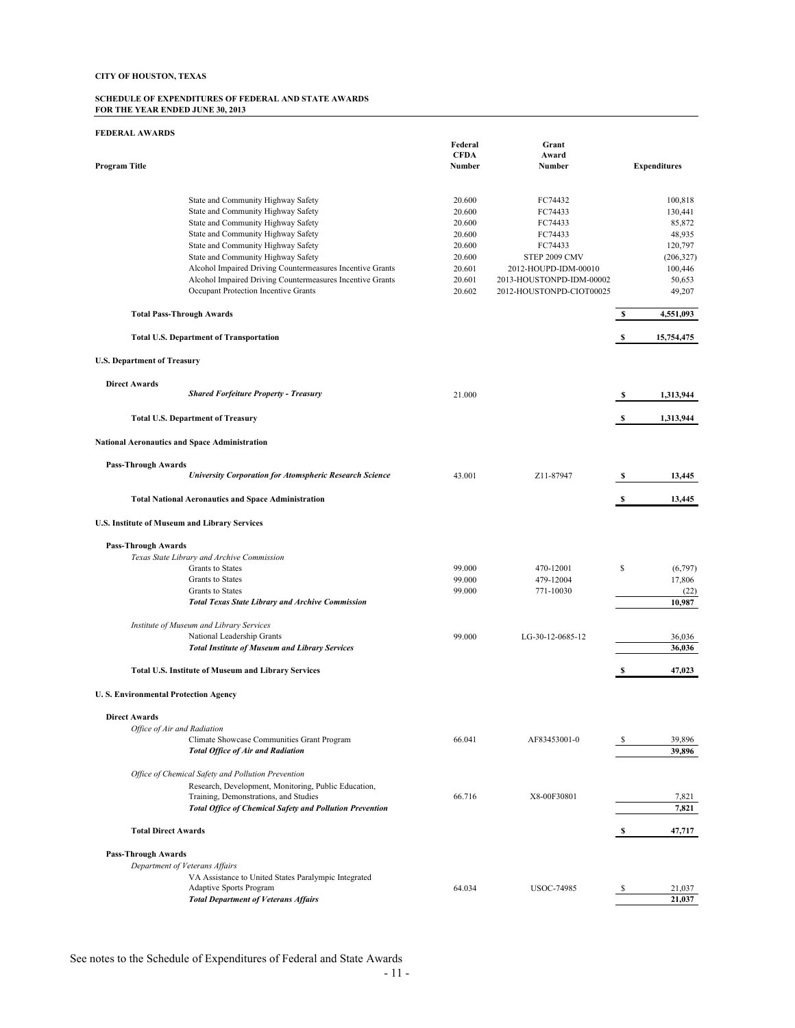**CITY OF HOUSTON, TEXAS**

**SCHEDULE OF EXPENDITURES OF FEDERAL AND STATE AWARDS**
**FOR THE YEAR ENDED JUNE 30, 2013**

**FEDERAL AWARDS**

| Program Title | Federal CFDA Number | Grant Award Number | Expenditures |
|---|---|---|---|
| State and Community Highway Safety | 20.600 | FC74432 | 100,818 |
| State and Community Highway Safety | 20.600 | FC74433 | 130,441 |
| State and Community Highway Safety | 20.600 | FC74433 | 85,872 |
| State and Community Highway Safety | 20.600 | FC74433 | 48,935 |
| State and Community Highway Safety | 20.600 | FC74433 | 120,797 |
| State and Community Highway Safety | 20.600 | STEP 2009 CMV | (206,327) |
| Alcohol Impaired Driving Countermeasures Incentive Grants | 20.601 | 2012-HOUPD-IDM-00010 | 100,446 |
| Alcohol Impaired Driving Countermeasures Incentive Grants | 20.601 | 2013-HOUSTONPD-IDM-00002 | 50,653 |
| Occupant Protection Incentive Grants | 20.602 | 2012-HOUSTONPD-CIOT00025 | 49,207 |
| **Total Pass-Through Awards** | | | **$ 4,551,093** |
| **Total U.S. Department of Transportation** | | | **$ 15,754,475** |
| **U.S. Department of Treasury** | | | |
| **Direct Awards** | | | |
| ***Shared Forfeiture Property - Treasury*** | 21.000 | | **$ 1,313,944** |
| **Total U.S. Department of Treasury** | | | **$ 1,313,944** |
| **National Aeronautics and Space Administration** | | | |
| **Pass-Through Awards** | | | |
| ***University Corporation for Atomspheric Research Science*** | 43.001 | Z11-87947 | **$ 13,445** |
| **Total National Aeronautics and Space Administration** | | | **$ 13,445** |
| **U.S. Institute of Museum and Library Services** | | | |
| **Pass-Through Awards** | | | |
| *Texas State Library and Archive Commission* | | | |
| Grants to States | 99.000 | 470-12001 | $ (6,797) |
| Grants to States | 99.000 | 479-12004 | 17,806 |
| Grants to States | 99.000 | 771-10030 | (22) |
| ***Total Texas State Library and Archive Commission*** | | | **10,987** |
| *Institute of Museum and Library Services* | | | |
| National Leadership Grants | 99.000 | LG-30-12-0685-12 | 36,036 |
| ***Total Institute of Museum and Library Services*** | | | **36,036** |
| **Total U.S. Institute of Museum and Library Services** | | | **$ 47,023** |
| **U. S. Environmental Protection Agency** | | | |
| **Direct Awards** | | | |
| *Office of Air and Radiation* | | | |
| Climate Showcase Communities Grant Program | 66.041 | AF83453001-0 | $ 39,896 |
| ***Total Office of Air and Radiation*** | | | **39,896** |
| *Office of Chemical Safety and Pollution Prevention* | | | |
| Research, Development, Monitoring, Public Education, Training, Demonstrations, and Studies | 66.716 | X8-00F30801 | 7,821 |
| ***Total Office of Chemical Safety and Pollution Prevention*** | | | **7,821** |
| **Total Direct Awards** | | | **$ 47,717** |
| **Pass-Through Awards** | | | |
| *Department of Veterans Affairs* | | | |
| VA Assistance to United States Paralympic Integrated Adaptive Sports Program | 64.034 | USOC-74985 | $ 21,037 |
| ***Total Department of Veterans Affairs*** | | | **21,037** |

See notes to the Schedule of Expenditures of Federal and State Awards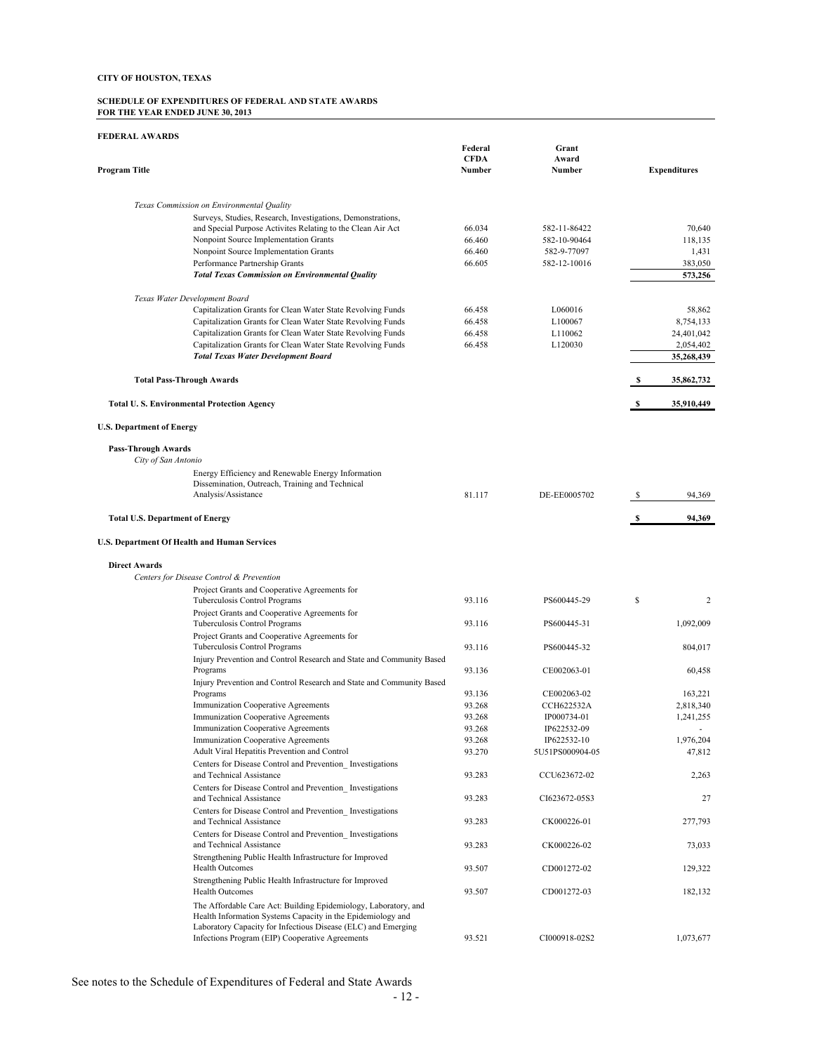**CITY OF HOUSTON, TEXAS**

**SCHEDULE OF EXPENDITURES OF FEDERAL AND STATE AWARDS**
**FOR THE YEAR ENDED JUNE 30, 2013**

**FEDERAL AWARDS**

| Program Title | Federal CFDA Number | Grant Award Number | Expenditures |
|---|---|---|---|
| *Texas Commission on Environmental Quality* | | | |
| Surveys, Studies, Research, Investigations, Demonstrations, and Special Purpose Activites Relating to the Clean Air Act | 66.034 | 582-11-86422 | 70,640 |
| Nonpoint Source Implementation Grants | 66.460 | 582-10-90464 | 118,135 |
| Nonpoint Source Implementation Grants | 66.460 | 582-9-77097 | 1,431 |
| Performance Partnership Grants | 66.605 | 582-12-10016 | 383,050 |
| ***Total Texas Commission on Environmental Quality*** | | | **573,256** |
| *Texas Water Development Board* | | | |
| Capitalization Grants for Clean Water State Revolving Funds | 66.458 | L060016 | 58,862 |
| Capitalization Grants for Clean Water State Revolving Funds | 66.458 | L100067 | 8,754,133 |
| Capitalization Grants for Clean Water State Revolving Funds | 66.458 | L110062 | 24,401,042 |
| Capitalization Grants for Clean Water State Revolving Funds | 66.458 | L120030 | 2,054,402 |
| ***Total Texas Water Development Board*** | | | **35,268,439** |
| **Total Pass-Through Awards** | | | **$ 35,862,732** |
| **Total U. S. Environmental Protection Agency** | | | **$ 35,910,449** |
| **U.S. Department of Energy** | | | |
| **Pass-Through Awards** | | | |
| *City of San Antonio* | | | |
| Energy Efficiency and Renewable Energy Information Dissemination, Outreach, Training and Technical Analysis/Assistance | 81.117 | DE-EE0005702 | $ 94,369 |
| **Total U.S. Department of Energy** | | | **$ 94,369** |
| **U.S. Department Of Health and Human Services** | | | |
| **Direct Awards** | | | |
| *Centers for Disease Control & Prevention* | | | |
| Project Grants and Cooperative Agreements for Tuberculosis Control Programs | 93.116 | PS600445-29 | $ 2 |
| Project Grants and Cooperative Agreements for Tuberculosis Control Programs | 93.116 | PS600445-31 | 1,092,009 |
| Project Grants and Cooperative Agreements for Tuberculosis Control Programs | 93.116 | PS600445-32 | 804,017 |
| Injury Prevention and Control Research and State and Community Based Programs | 93.136 | CE002063-01 | 60,458 |
| Injury Prevention and Control Research and State and Community Based Programs | 93.136 | CE002063-02 | 163,221 |
| Immunization Cooperative Agreements | 93.268 | CCH622532A | 2,818,340 |
| Immunization Cooperative Agreements | 93.268 | IP000734-01 | 1,241,255 |
| Immunization Cooperative Agreements | 93.268 | IP622532-09 | - |
| Immunization Cooperative Agreements | 93.268 | IP622532-10 | 1,976,204 |
| Adult Viral Hepatitis Prevention and Control | 93.270 | 5U51PS000904-05 | 47,812 |
| Centers for Disease Control and Prevention_ Investigations and Technical Assistance | 93.283 | CCU623672-02 | 2,263 |
| Centers for Disease Control and Prevention_ Investigations and Technical Assistance | 93.283 | CI623672-05S3 | 27 |
| Centers for Disease Control and Prevention_ Investigations and Technical Assistance | 93.283 | CK000226-01 | 277,793 |
| Centers for Disease Control and Prevention_ Investigations and Technical Assistance | 93.283 | CK000226-02 | 73,033 |
| Strengthening Public Health Infrastructure for Improved Health Outcomes | 93.507 | CD001272-02 | 129,322 |
| Strengthening Public Health Infrastructure for Improved Health Outcomes | 93.507 | CD001272-03 | 182,132 |
| The Affordable Care Act: Building Epidemiology, Laboratory, and Health Information Systems Capacity in the Epidemiology and Laboratory Capacity for Infectious Disease (ELC) and Emerging Infections Program (EIP) Cooperative Agreements | 93.521 | CI000918-02S2 | 1,073,677 |

See notes to the Schedule of Expenditures of Federal and State Awards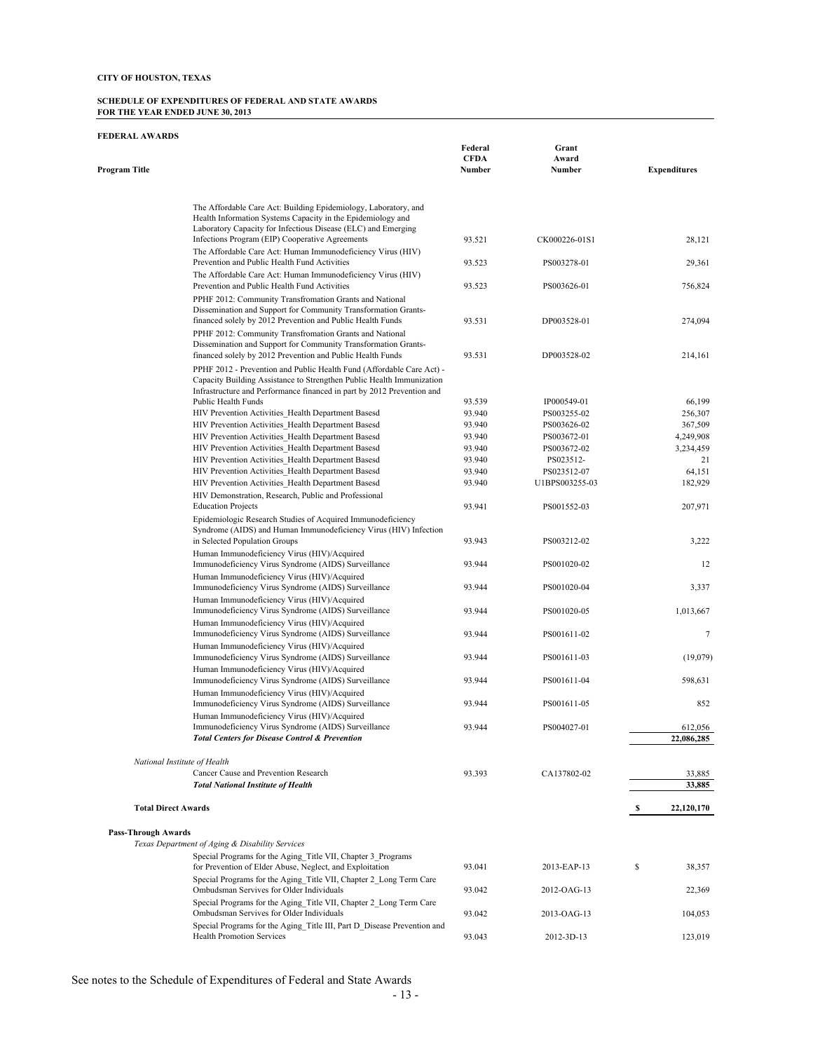**CITY OF HOUSTON, TEXAS**

**SCHEDULE OF EXPENDITURES OF FEDERAL AND STATE AWARDS**
**FOR THE YEAR ENDED JUNE 30, 2013**

**FEDERAL AWARDS**

| Program Title | Federal CFDA Number | Grant Award Number | Expenditures |
|---|---|---|---|
| The Affordable Care Act: Building Epidemiology, Laboratory, and Health Information Systems Capacity in the Epidemiology and Laboratory Capacity for Infectious Disease (ELC) and Emerging Infections Program (EIP) Cooperative Agreements | 93.521 | CK000226-01S1 | 28,121 |
| The Affordable Care Act: Human Immunodeficiency Virus (HIV) Prevention and Public Health Fund Activities | 93.523 | PS003278-01 | 29,361 |
| The Affordable Care Act: Human Immunodeficiency Virus (HIV) Prevention and Public Health Fund Activities | 93.523 | PS003626-01 | 756,824 |
| PPHF 2012: Community Transfromation Grants and National Dissemination and Support for Community Transformation Grants-financed solely by 2012 Prevention and Public Health Funds | 93.531 | DP003528-01 | 274,094 |
| PPHF 2012: Community Transfromation Grants and National Dissemination and Support for Community Transformation Grants-financed solely by 2012 Prevention and Public Health Funds | 93.531 | DP003528-02 | 214,161 |
| PPHF 2012 - Prevention and Public Health Fund (Affordable Care Act) - Capacity Building Assistance to Strengthen Public Health Immunization Infrastructure and Performance financed in part by 2012 Prevention and Public Health Funds | 93.539 | IP000549-01 | 66,199 |
| HIV Prevention Activities_Health Department Basesd | 93.940 | PS003255-02 | 256,307 |
| HIV Prevention Activities_Health Department Basesd | 93.940 | PS003626-02 | 367,509 |
| HIV Prevention Activities_Health Department Basesd | 93.940 | PS003672-01 | 4,249,908 |
| HIV Prevention Activities_Health Department Basesd | 93.940 | PS003672-02 | 3,234,459 |
| HIV Prevention Activities_Health Department Basesd | 93.940 | PS023512- | 21 |
| HIV Prevention Activities_Health Department Basesd | 93.940 | PS023512-07 | 64,151 |
| HIV Prevention Activities_Health Department Basesd | 93.940 | U1BPS003255-03 | 182,929 |
| HIV Demonstration, Research, Public and Professional Education Projects | 93.941 | PS001552-03 | 207,971 |
| Epidemiologic Research Studies of Acquired Immunodeficiency Syndrome (AIDS) and Human Immunodeficiency Virus (HIV) Infection in Selected Population Groups | 93.943 | PS003212-02 | 3,222 |
| Human Immunodeficiency Virus (HIV)/Acquired Immunodeficiency Virus Syndrome (AIDS) Surveillance | 93.944 | PS001020-02 | 12 |
| Human Immunodeficiency Virus (HIV)/Acquired Immunodeficiency Virus Syndrome (AIDS) Surveillance | 93.944 | PS001020-04 | 3,337 |
| Human Immunodeficiency Virus (HIV)/Acquired Immunodeficiency Virus Syndrome (AIDS) Surveillance | 93.944 | PS001020-05 | 1,013,667 |
| Human Immunodeficiency Virus (HIV)/Acquired Immunodeficiency Virus Syndrome (AIDS) Surveillance | 93.944 | PS001611-02 | 7 |
| Human Immunodeficiency Virus (HIV)/Acquired Immunodeficiency Virus Syndrome (AIDS) Surveillance | 93.944 | PS001611-03 | (19,079) |
| Human Immunodeficiency Virus (HIV)/Acquired Immunodeficiency Virus Syndrome (AIDS) Surveillance | 93.944 | PS001611-04 | 598,631 |
| Human Immunodeficiency Virus (HIV)/Acquired Immunodeficiency Virus Syndrome (AIDS) Surveillance | 93.944 | PS001611-05 | 852 |
| Human Immunodeficiency Virus (HIV)/Acquired Immunodeficiency Virus Syndrome (AIDS) Surveillance | 93.944 | PS004027-01 | 612,056 |
| ***Total Centers for Disease Control & Prevention*** | | | **22,086,285** |
| *National Institute of Health* | | | |
| Cancer Cause and Prevention Research | 93.393 | CA137802-02 | 33,885 |
| ***Total National Institute of Health*** | | | **33,885** |
| **Total Direct Awards** | | | **$ 22,120,170** |
| **Pass-Through Awards** | | | |
| *Texas Department of Aging & Disability Services* | | | |
| Special Programs for the Aging_Title VII, Chapter 3_Programs for Prevention of Elder Abuse, Neglect, and Exploitation | 93.041 | 2013-EAP-13 | $ 38,357 |
| Special Programs for the Aging_Title VII, Chapter 2_Long Term Care Ombudsman Servives for Older Individuals | 93.042 | 2012-OAG-13 | 22,369 |
| Special Programs for the Aging_Title VII, Chapter 2_Long Term Care Ombudsman Servives for Older Individuals | 93.042 | 2013-OAG-13 | 104,053 |
| Special Programs for the Aging_Title III, Part D_Disease Prevention and Health Promotion Services | 93.043 | 2012-3D-13 | 123,019 |

See notes to the Schedule of Expenditures of Federal and State Awards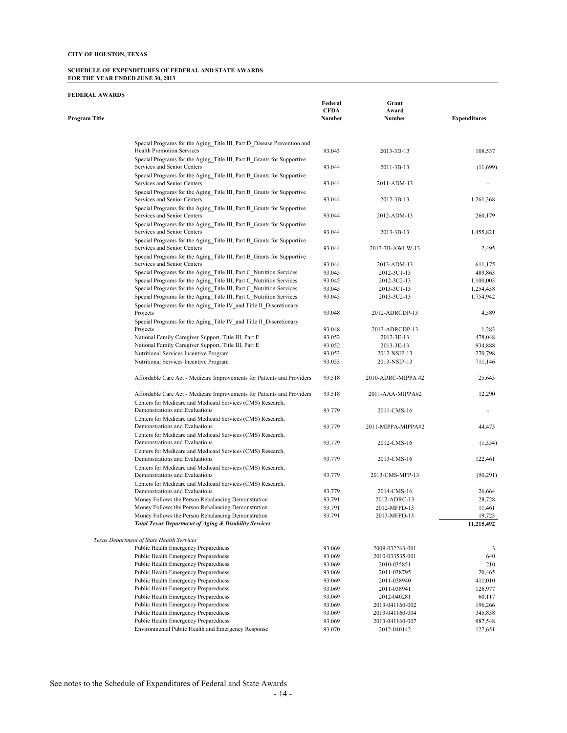**CITY OF HOUSTON, TEXAS**

**SCHEDULE OF EXPENDITURES OF FEDERAL AND STATE AWARDS**
**FOR THE YEAR ENDED JUNE 30, 2013**

**FEDERAL AWARDS**

| Program Title | Federal CFDA Number | Grant Award Number | Expenditures |
|---|---|---|---|
| Special Programs for the Aging_Title III, Part D_Disease Prevention and Health Promotion Services | 93.043 | 2013-3D-13 | 108,537 |
| Special Programs for the Aging_Title III, Part B_Grants for Supportive Services and Senior Centers | 93.044 | 2011-3B-13 | (11,699) |
| Special Programs for the Aging_Title III, Part B_Grants for Supportive Services and Senior Centers | 93.044 | 2011-ADM-13 | - |
| Special Programs for the Aging_Title III, Part B_Grants for Supportive Services and Senior Centers | 93.044 | 2012-3B-13 | 1,261,368 |
| Special Programs for the Aging_Title III, Part B_Grants for Supportive Services and Senior Centers | 93.044 | 2012-ADM-13 | 260,179 |
| Special Programs for the Aging_Title III, Part B_Grants for Supportive Services and Senior Centers | 93.044 | 2013-3B-13 | 1,455,821 |
| Special Programs for the Aging_Title III, Part B_Grants for Supportive Services and Senior Centers | 93.044 | 2013-3B-AWLW-13 | 2,495 |
| Special Programs for the Aging_Title III, Part B_Grants for Supportive Services and Senior Centers | 93.044 | 2013-ADM-13 | 611,175 |
| Special Programs for the Aging_Title III, Part C_Nutrition Services | 93.045 | 2012-3C1-13 | 489,863 |
| Special Programs for the Aging_Title III, Part C_Nutrition Services | 93.045 | 2012-3C2-13 | 1,100,003 |
| Special Programs for the Aging_Title III, Part C_Nutrition Services | 93.045 | 2013-3C1-13 | 1,254,458 |
| Special Programs for the Aging_Title III, Part C_Nutrition Services | 93.045 | 2013-3C2-13 | 1,754,942 |
| Special Programs for the Aging_Title IV_and Title II_Discretionary Projects | 93.048 | 2012-ADRCDP-13 | 4,589 |
| Special Programs for the Aging_Title IV_and Title II_Discretionary Projects | 93.048 | 2013-ADRCDP-13 | 1,283 |
| National Family Caregiver Support, Title III, Part E | 93.052 | 2012-3E-13 | 478,048 |
| National Family Caregiver Support, Title III, Part E | 93.052 | 2013-3E-13 | 934,888 |
| Nutritional Services Incentive Program | 93.053 | 2012-NSIP-13 | 270,798 |
| Nutritional Services Incentive Program | 93.053 | 2013-NSIP-13 | 711,146 |
| Affordable Care Act - Medicare Improvements for Patients and Providers | 93.518 | 2010-ADRC-MIPPA #2 | 25,645 |
| Affordable Care Act - Medicare Improvements for Patients and Providers | 93.518 | 2011-AAA-MIPPA#2 | 12,290 |
| Centers for Medicare and Medicaid Services (CMS) Research, Demonstrations and Evaluations | 93.779 | 2011-CMS-16 | - |
| Centers for Medicare and Medicaid Services (CMS) Research, Demonstrations and Evaluations | 93.779 | 2011-MIPPA-MIPPA#2 | 44,473 |
| Centers for Medicare and Medicaid Services (CMS) Research, Demonstrations and Evaluations | 93.779 | 2012-CMS-16 | (1,354) |
| Centers for Medicare and Medicaid Services (CMS) Research, Demonstrations and Evaluations | 93.779 | 2013-CMS-16 | 122,461 |
| Centers for Medicare and Medicaid Services (CMS) Research, Demonstrations and Evaluations | 93.779 | 2013-CMS-MFP-13 | (50,291) |
| Centers for Medicare and Medicaid Services (CMS) Research, Demonstrations and Evaluations | 93.779 | 2014-CMS-16 | 26,664 |
| Money Follows the Person Rebalancing Demonstration | 93.791 | 2012-ADRC-13 | 28,728 |
| Money Follows the Person Rebalancing Demonstration | 93.791 | 2012-MFPD-13 | 11,461 |
| Money Follows the Person Rebalancing Demonstration | 93.791 | 2013-MFPD-13 | 19,723 |
| ***Total Texas Department of Aging & Disability Services*** | | | **11,215,492** |
| *Texas Department of State Health Services* | | | |
| Public Health Emergency Preparedness | 93.069 | 2009-032263-001 | 3 |
| Public Health Emergency Preparedness | 93.069 | 2010-033535-001 | 640 |
| Public Health Emergency Preparedness | 93.069 | 2010-035851 | 210 |
| Public Health Emergency Preparedness | 93.069 | 2011-038795 | 20,465 |
| Public Health Emergency Preparedness | 93.069 | 2011-038940 | 411,010 |
| Public Health Emergency Preparedness | 93.069 | 2011-038941 | 126,977 |
| Public Health Emergency Preparedness | 93.069 | 2012-040281 | 60,117 |
| Public Health Emergency Preparedness | 93.069 | 2013-041160-002 | 196,266 |
| Public Health Emergency Preparedness | 93.069 | 2013-041160-004 | 345,838 |
| Public Health Emergency Preparedness | 93.069 | 2013-041160-007 | 987,548 |
| Environmental Public Health and Emergency Response | 93.070 | 2012-040142 | 127,651 |

See notes to the Schedule of Expenditures of Federal and State Awards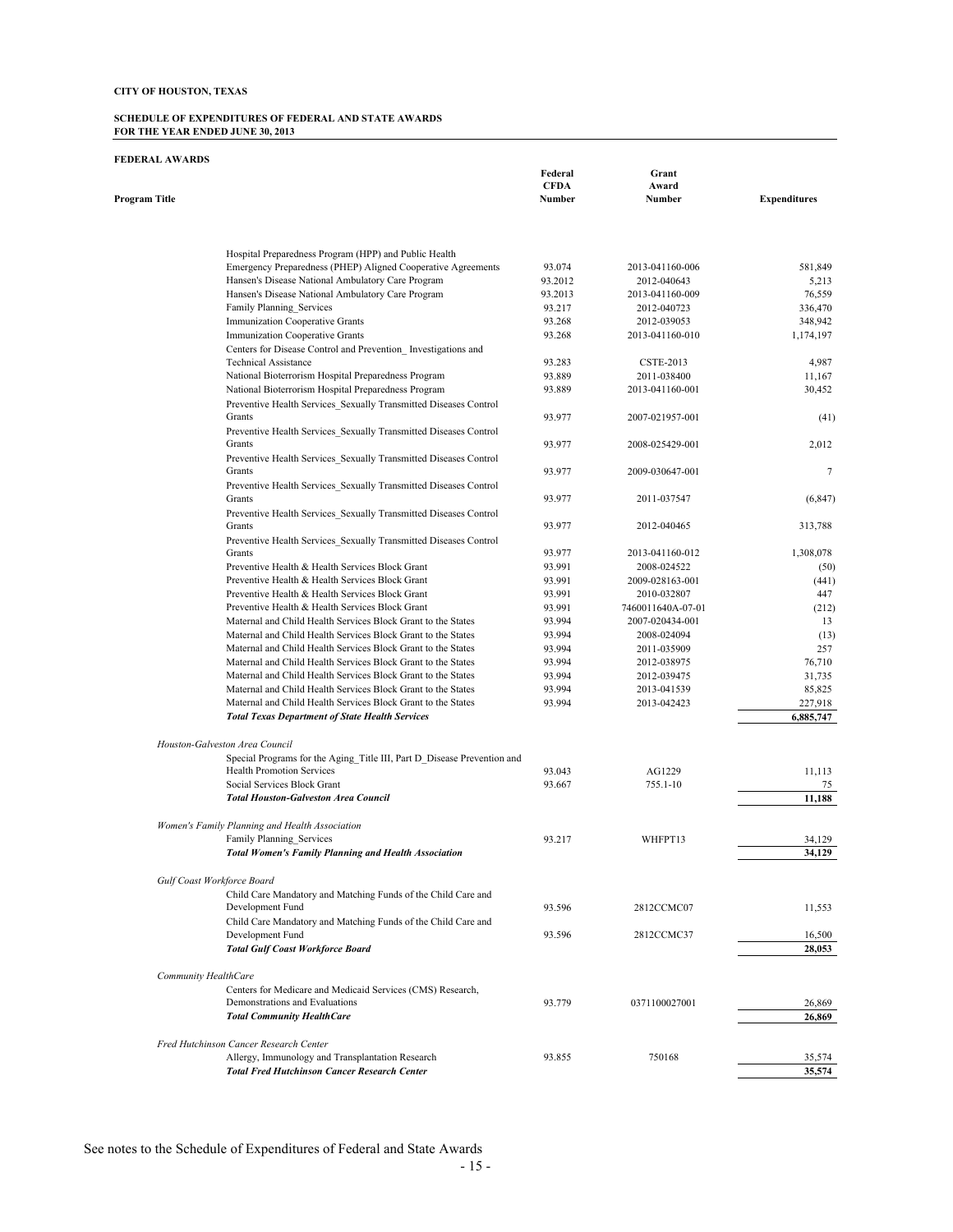**CITY OF HOUSTON, TEXAS**

**SCHEDULE OF EXPENDITURES OF FEDERAL AND STATE AWARDS**
**FOR THE YEAR ENDED JUNE 30, 2013**

**FEDERAL AWARDS**

| Program Title | Federal CFDA Number | Grant Award Number | Expenditures |
|---|---|---|---|
| Hospital Preparedness Program (HPP) and Public Health Emergency Preparedness (PHEP) Aligned Cooperative Agreements | 93.074 | 2013-041160-006 | 581,849 |
| Hansen's Disease National Ambulatory Care Program | 93.2012 | 2012-040643 | 5,213 |
| Hansen's Disease National Ambulatory Care Program | 93.2013 | 2013-041160-009 | 76,559 |
| Family Planning_Services | 93.217 | 2012-040723 | 336,470 |
| Immunization Cooperative Grants | 93.268 | 2012-039053 | 348,942 |
| Immunization Cooperative Grants | 93.268 | 2013-041160-010 | 1,174,197 |
| Centers for Disease Control and Prevention_ Investigations and Technical Assistance | 93.283 | CSTE-2013 | 4,987 |
| National Bioterrorism Hospital Preparedness Program | 93.889 | 2011-038400 | 11,167 |
| National Bioterrorism Hospital Preparedness Program | 93.889 | 2013-041160-001 | 30,452 |
| Preventive Health Services_Sexually Transmitted Diseases Control Grants | 93.977 | 2007-021957-001 | (41) |
| Preventive Health Services_Sexually Transmitted Diseases Control Grants | 93.977 | 2008-025429-001 | 2,012 |
| Preventive Health Services_Sexually Transmitted Diseases Control Grants | 93.977 | 2009-030647-001 | 7 |
| Preventive Health Services_Sexually Transmitted Diseases Control Grants | 93.977 | 2011-037547 | (6,847) |
| Preventive Health Services_Sexually Transmitted Diseases Control Grants | 93.977 | 2012-040465 | 313,788 |
| Preventive Health Services_Sexually Transmitted Diseases Control Grants | 93.977 | 2013-041160-012 | 1,308,078 |
| Preventive Health & Health Services Block Grant | 93.991 | 2008-024522 | (50) |
| Preventive Health & Health Services Block Grant | 93.991 | 2009-028163-001 | (441) |
| Preventive Health & Health Services Block Grant | 93.991 | 2010-032807 | 447 |
| Preventive Health & Health Services Block Grant | 93.991 | 7460011640A-07-01 | (212) |
| Maternal and Child Health Services Block Grant to the States | 93.994 | 2007-020434-001 | 13 |
| Maternal and Child Health Services Block Grant to the States | 93.994 | 2008-024094 | (13) |
| Maternal and Child Health Services Block Grant to the States | 93.994 | 2011-035909 | 257 |
| Maternal and Child Health Services Block Grant to the States | 93.994 | 2012-038975 | 76,710 |
| Maternal and Child Health Services Block Grant to the States | 93.994 | 2012-039475 | 31,735 |
| Maternal and Child Health Services Block Grant to the States | 93.994 | 2013-041539 | 85,825 |
| Maternal and Child Health Services Block Grant to the States | 93.994 | 2013-042423 | 227,918 |
| ***Total Texas Department of State Health Services*** | | | **6,885,747** |
| *Houston-Galveston Area Council* | | | |
| Special Programs for the Aging_Title III, Part D_Disease Prevention and Health Promotion Services | 93.043 | AG1229 | 11,113 |
| Social Services Block Grant | 93.667 | 755.1-10 | 75 |
| ***Total Houston-Galveston Area Council*** | | | **11,188** |
| *Women's Family Planning and Health Association* | | | |
| Family Planning_Services | 93.217 | WHFPT13 | 34,129 |
| ***Total Women's Family Planning and Health Association*** | | | **34,129** |
| *Gulf Coast Workforce Board* | | | |
| Child Care Mandatory and Matching Funds of the Child Care and Development Fund | 93.596 | 2812CCMC07 | 11,553 |
| Child Care Mandatory and Matching Funds of the Child Care and Development Fund | 93.596 | 2812CCMC37 | 16,500 |
| ***Total Gulf Coast Workforce Board*** | | | **28,053** |
| *Community HealthCare* | | | |
| Centers for Medicare and Medicaid Services (CMS) Research, Demonstrations and Evaluations | 93.779 | 0371100027001 | 26,869 |
| ***Total Community HealthCare*** | | | **26,869** |
| *Fred Hutchinson Cancer Research Center* | | | |
| Allergy, Immunology and Transplantation Research | 93.855 | 750168 | 35,574 |
| ***Total Fred Hutchinson Cancer Research Center*** | | | **35,574** |

See notes to the Schedule of Expenditures of Federal and State Awards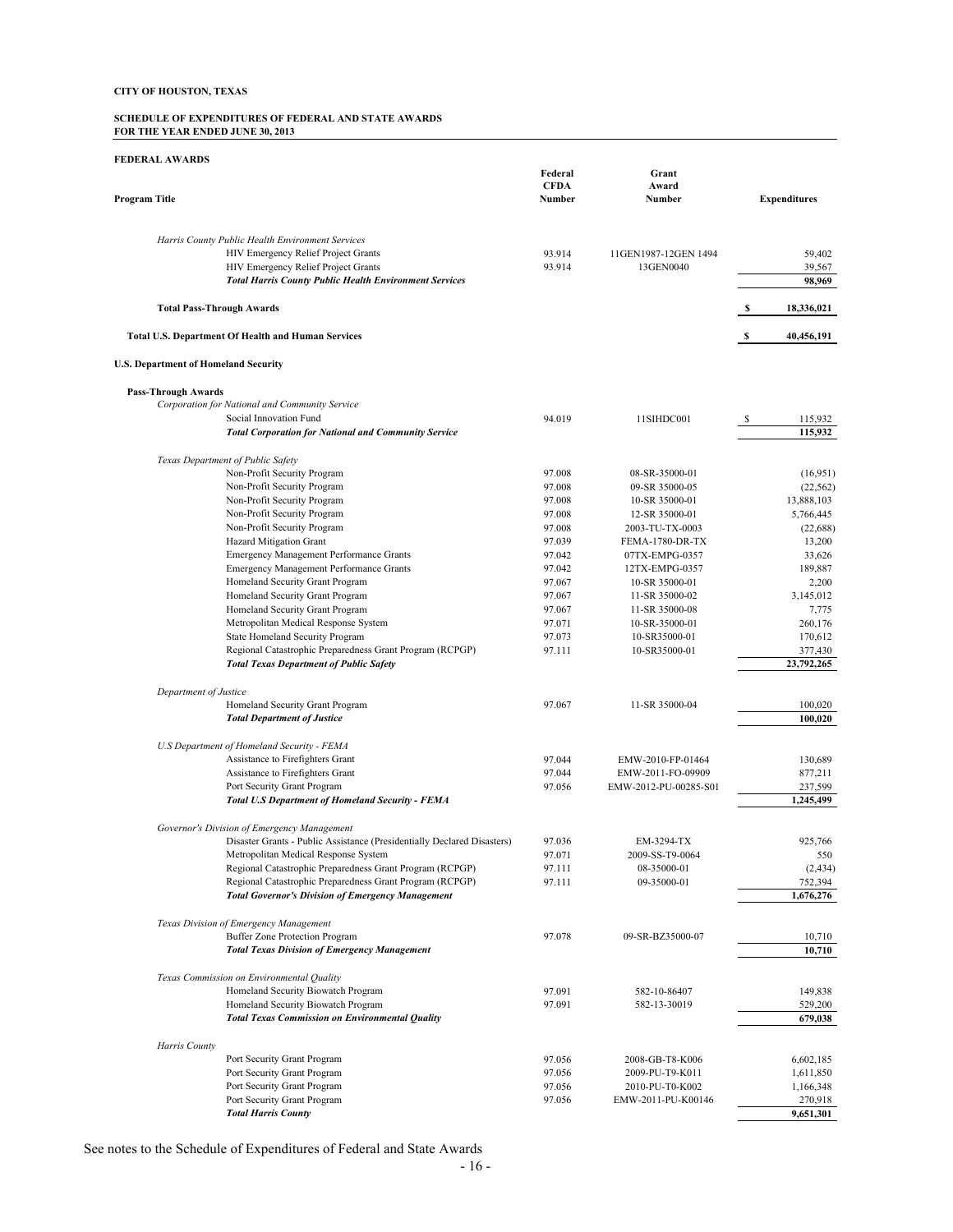**CITY OF HOUSTON, TEXAS**

**SCHEDULE OF EXPENDITURES OF FEDERAL AND STATE AWARDS**
**FOR THE YEAR ENDED JUNE 30, 2013**

**FEDERAL AWARDS**

| Program Title | Federal CFDA Number | Grant Award Number | Expenditures |
|---|---|---|---|
| *Harris County Public Health Environment Services* | | | |
| HIV Emergency Relief Project Grants | 93.914 | 11GEN1987-12GEN 1494 | 59,402 |
| HIV Emergency Relief Project Grants | 93.914 | 13GEN0040 | 39,567 |
| ***Total Harris County Public Health Environment Services*** | | | **98,969** |
| **Total Pass-Through Awards** | | | **$ 18,336,021** |
| **Total U.S. Department Of Health and Human Services** | | | **$ 40,456,191** |
| **U.S. Department of Homeland Security** | | | |
| **Pass-Through Awards** | | | |
| *Corporation for National and Community Service* | | | |
| Social Innovation Fund | 94.019 | 11SIHDC001 | $ 115,932 |
| ***Total Corporation for National and Community Service*** | | | **115,932** |
| *Texas Department of Public Safety* | | | |
| Non-Profit Security Program | 97.008 | 08-SR-35000-01 | (16,951) |
| Non-Profit Security Program | 97.008 | 09-SR 35000-05 | (22,562) |
| Non-Profit Security Program | 97.008 | 10-SR 35000-01 | 13,888,103 |
| Non-Profit Security Program | 97.008 | 12-SR 35000-01 | 5,766,445 |
| Non-Profit Security Program | 97.008 | 2003-TU-TX-0003 | (22,688) |
| Hazard Mitigation Grant | 97.039 | FEMA-1780-DR-TX | 13,200 |
| Emergency Management Performance Grants | 97.042 | 07TX-EMPG-0357 | 33,626 |
| Emergency Management Performance Grants | 97.042 | 12TX-EMPG-0357 | 189,887 |
| Homeland Security Grant Program | 97.067 | 10-SR 35000-01 | 2,200 |
| Homeland Security Grant Program | 97.067 | 11-SR 35000-02 | 3,145,012 |
| Homeland Security Grant Program | 97.067 | 11-SR 35000-08 | 7,775 |
| Metropolitan Medical Response System | 97.071 | 10-SR-35000-01 | 260,176 |
| State Homeland Security Program | 97.073 | 10-SR35000-01 | 170,612 |
| Regional Catastrophic Preparedness Grant Program (RCPGP) | 97.111 | 10-SR35000-01 | 377,430 |
| ***Total Texas Department of Public Safety*** | | | **23,792,265** |
| *Department of Justice* | | | |
| Homeland Security Grant Program | 97.067 | 11-SR 35000-04 | 100,020 |
| ***Total Department of Justice*** | | | **100,020** |
| *U.S Department of Homeland Security - FEMA* | | | |
| Assistance to Firefighters Grant | 97.044 | EMW-2010-FP-01464 | 130,689 |
| Assistance to Firefighters Grant | 97.044 | EMW-2011-FO-09909 | 877,211 |
| Port Security Grant Program | 97.056 | EMW-2012-PU-00285-S01 | 237,599 |
| ***Total U.S Department of Homeland Security - FEMA*** | | | **1,245,499** |
| *Governor's Division of Emergency Management* | | | |
| Disaster Grants - Public Assistance (Presidentially Declared Disasters) | 97.036 | EM-3294-TX | 925,766 |
| Metropolitan Medical Response System | 97.071 | 2009-SS-T9-0064 | 550 |
| Regional Catastrophic Preparedness Grant Program (RCPGP) | 97.111 | 08-35000-01 | (2,434) |
| Regional Catastrophic Preparedness Grant Program (RCPGP) | 97.111 | 09-35000-01 | 752,394 |
| ***Total Governor's Division of Emergency Management*** | | | **1,676,276** |
| *Texas Division of Emergency Management* | | | |
| Buffer Zone Protection Program | 97.078 | 09-SR-BZ35000-07 | 10,710 |
| ***Total Texas Division of Emergency Management*** | | | **10,710** |
| *Texas Commission on Environmental Quality* | | | |
| Homeland Security Biowatch Program | 97.091 | 582-10-86407 | 149,838 |
| Homeland Security Biowatch Program | 97.091 | 582-13-30019 | 529,200 |
| ***Total Texas Commission on Environmental Quality*** | | | **679,038** |
| *Harris County* | | | |
| Port Security Grant Program | 97.056 | 2008-GB-T8-K006 | 6,602,185 |
| Port Security Grant Program | 97.056 | 2009-PU-T9-K011 | 1,611,850 |
| Port Security Grant Program | 97.056 | 2010-PU-T0-K002 | 1,166,348 |
| Port Security Grant Program | 97.056 | EMW-2011-PU-K00146 | 270,918 |
| ***Total Harris County*** | | | **9,651,301** |

See notes to the Schedule of Expenditures of Federal and State Awards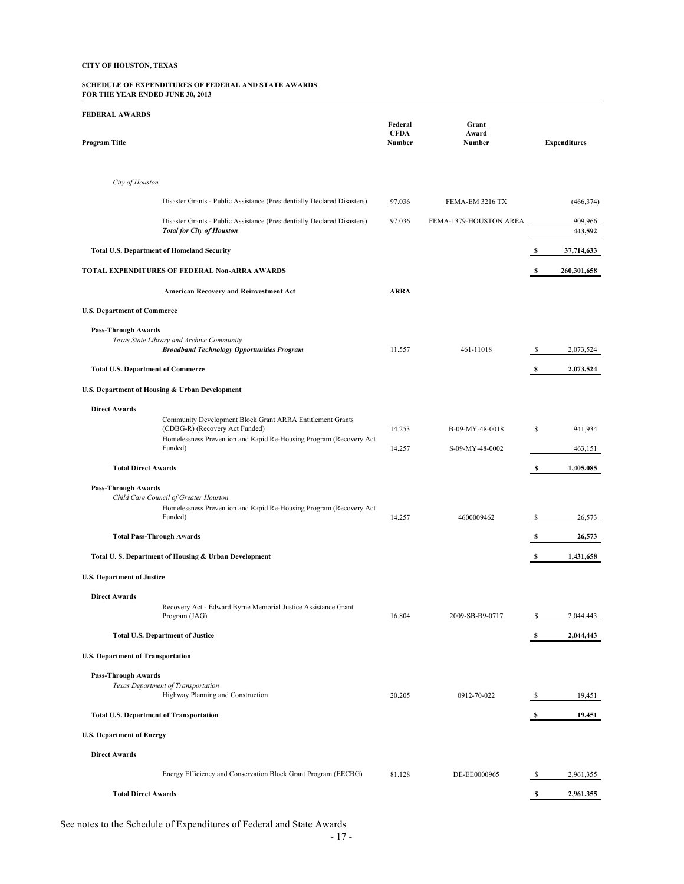**CITY OF HOUSTON, TEXAS**

**SCHEDULE OF EXPENDITURES OF FEDERAL AND STATE AWARDS**
**FOR THE YEAR ENDED JUNE 30, 2013**

**FEDERAL AWARDS**

| Program Title | Federal CFDA Number | Grant Award Number | Expenditures |
|---|---|---|---|
| *City of Houston* | | | |
| Disaster Grants - Public Assistance (Presidentially Declared Disasters) | 97.036 | FEMA-EM 3216 TX | (466,374) |
| Disaster Grants - Public Assistance (Presidentially Declared Disasters) | 97.036 | FEMA-1379-HOUSTON AREA | 909,966 |
| ***Total for City of Houston*** | | | **443,592** |
| **Total U.S. Department of Homeland Security** | | | **$ 37,714,633** |
| **TOTAL EXPENDITURES OF FEDERAL Non-ARRA AWARDS** | | | **$ 260,301,658** |
| **American Recovery and Reinvestment Act** | **ARRA** | | |
| **U.S. Department of Commerce** | | | |
| **Pass-Through Awards** | | | |
| *Texas State Library and Archive Community* | | | |
| ***Broadband Technology Opportunities Program*** | 11.557 | 461-11018 | $ 2,073,524 |
| **Total U.S. Department of Commerce** | | | **$ 2,073,524** |
| **U.S. Department of Housing & Urban Development** | | | |
| **Direct Awards** | | | |
| Community Development Block Grant ARRA Entitlement Grants (CDBG-R) (Recovery Act Funded) | 14.253 | B-09-MY-48-0018 | $ 941,934 |
| Homelessness Prevention and Rapid Re-Housing Program (Recovery Act Funded) | 14.257 | S-09-MY-48-0002 | 463,151 |
| **Total Direct Awards** | | | **$ 1,405,085** |
| **Pass-Through Awards** | | | |
| *Child Care Council of Greater Houston* | | | |
| Homelessness Prevention and Rapid Re-Housing Program (Recovery Act Funded) | 14.257 | 4600009462 | $ 26,573 |
| **Total Pass-Through Awards** | | | **$ 26,573** |
| **Total U. S. Department of Housing & Urban Development** | | | **$ 1,431,658** |
| **U.S. Department of Justice** | | | |
| **Direct Awards** | | | |
| Recovery Act - Edward Byrne Memorial Justice Assistance Grant Program (JAG) | 16.804 | 2009-SB-B9-0717 | $ 2,044,443 |
| **Total U.S. Department of Justice** | | | **$ 2,044,443** |
| **U.S. Department of Transportation** | | | |
| **Pass-Through Awards** | | | |
| *Texas Department of Transportation* | | | |
| Highway Planning and Construction | 20.205 | 0912-70-022 | $ 19,451 |
| **Total U.S. Department of Transportation** | | | **$ 19,451** |
| **U.S. Department of Energy** | | | |
| **Direct Awards** | | | |
| Energy Efficiency and Conservation Block Grant Program (EECBG) | 81.128 | DE-EE0000965 | $ 2,961,355 |
| **Total Direct Awards** | | | **$ 2,961,355** |

See notes to the Schedule of Expenditures of Federal and State Awards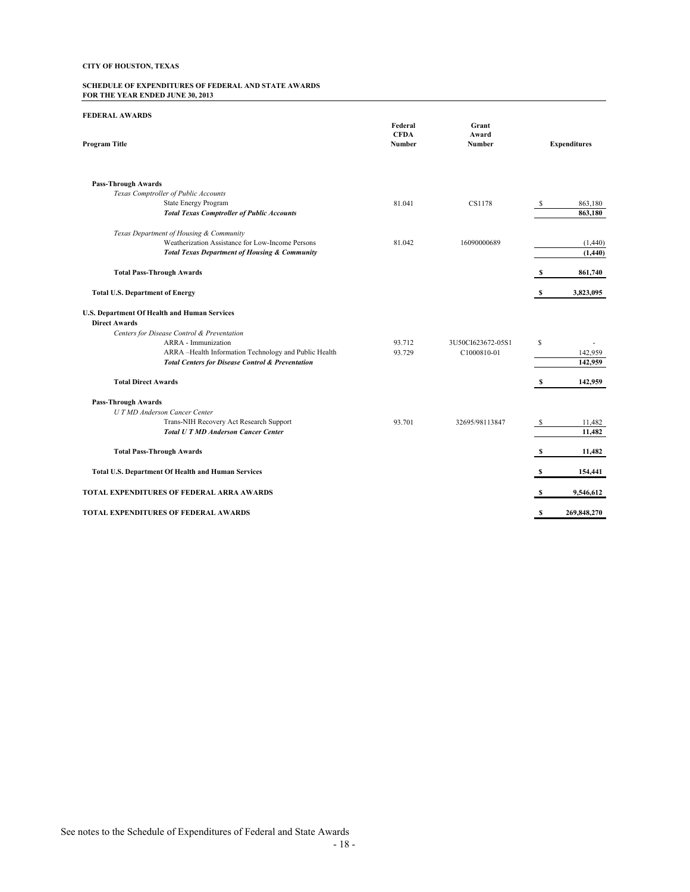**CITY OF HOUSTON, TEXAS**

**SCHEDULE OF EXPENDITURES OF FEDERAL AND STATE AWARDS**
**FOR THE YEAR ENDED JUNE 30, 2013**

**FEDERAL AWARDS**

| Program Title | Federal CFDA Number | Grant Award Number | Expenditures |
|---|---|---|---|
| **Pass-Through Awards** | | | |
| *Texas Comptroller of Public Accounts* | | | |
| State Energy Program | 81.041 | CS1178 | $ 863,180 |
| ***Total Texas Comptroller of Public Accounts*** | | | **863,180** |
| *Texas Department of Housing & Community* | | | |
| Weatherization Assistance for Low-Income Persons | 81.042 | 16090000689 | (1,440) |
| ***Total Texas Department of Housing & Community*** | | | **(1,440)** |
| **Total Pass-Through Awards** | | | **$ 861,740** |
| **Total U.S. Department of Energy** | | | **$ 3,823,095** |
| **U.S. Department Of Health and Human Services** | | | |
| **Direct Awards** | | | |
| *Centers for Disease Control & Preventation* | | | |
| ARRA - Immunization | 93.712 | 3U50CI623672-05S1 | $ - |
| ARRA –Health Information Technology and Public Health | 93.729 | C1000810-01 | 142,959 |
| ***Total Centers for Disease Control & Preventation*** | | | **142,959** |
| **Total Direct Awards** | | | **$ 142,959** |
| **Pass-Through Awards** | | | |
| *U T MD Anderson Cancer Center* | | | |
| Trans-NIH Recovery Act Research Support | 93.701 | 32695/98113847 | $ 11,482 |
| ***Total U T MD Anderson Cancer Center*** | | | **11,482** |
| **Total Pass-Through Awards** | | | **$ 11,482** |
| **Total U.S. Department Of Health and Human Services** | | | **$ 154,441** |
| **TOTAL EXPENDITURES OF FEDERAL ARRA AWARDS** | | | **$ 9,546,612** |
| **TOTAL EXPENDITURES OF FEDERAL AWARDS** | | | **$ 269,848,270** |

See notes to the Schedule of Expenditures of Federal and State Awards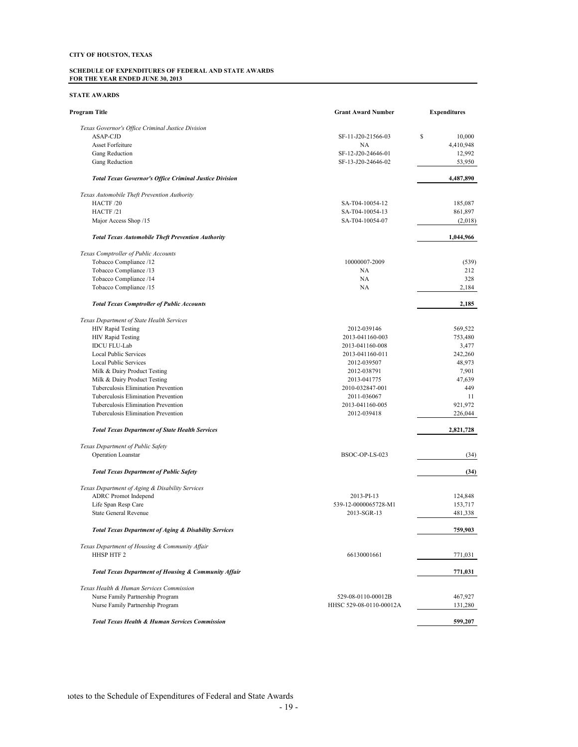**CITY OF HOUSTON, TEXAS**

**SCHEDULE OF EXPENDITURES OF FEDERAL AND STATE AWARDS**
**FOR THE YEAR ENDED JUNE 30, 2013**

**STATE AWARDS**

| Program Title | Grant Award Number | Expenditures |
|---|---|---|
| *Texas Governor's Office Criminal Justice Division* | | |
| ASAP-CJD | SF-11-J20-21566-03 | $ 10,000 |
| Asset Forfeiture | NA | 4,410,948 |
| Gang Reduction | SF-12-J20-24646-01 | 12,992 |
| Gang Reduction | SF-13-J20-24646-02 | 53,950 |
| ***Total Texas Governor's Office Criminal Justice Division*** | | **4,487,890** |
| *Texas Automobile Theft Prevention Authority* | | |
| HACTF /20 | SA-T04-10054-12 | 185,087 |
| HACTF /21 | SA-T04-10054-13 | 861,897 |
| Major Access Shop /15 | SA-T04-10054-07 | (2,018) |
| ***Total Texas Automobile Theft Prevention Authority*** | | **1,044,966** |
| *Texas Comptroller of Public Accounts* | | |
| Tobacco Compliance /12 | 10000007-2009 | (539) |
| Tobacco Compliance /13 | NA | 212 |
| Tobacco Compliance /14 | NA | 328 |
| Tobacco Compliance /15 | NA | 2,184 |
| ***Total Texas Comptroller of Public Accounts*** | | **2,185** |
| *Texas Department of State Health Services* | | |
| HIV Rapid Testing | 2012-039146 | 569,522 |
| HIV Rapid Testing | 2013-041160-003 | 753,480 |
| IDCU FLU-Lab | 2013-041160-008 | 3,477 |
| Local Public Services | 2013-041160-011 | 242,260 |
| Local Public Services | 2012-039507 | 48,973 |
| Milk & Dairy Product Testing | 2012-038791 | 7,901 |
| Milk & Dairy Product Testing | 2013-041775 | 47,639 |
| Tuberculosis Elimination Prevention | 2010-032847-001 | 449 |
| Tuberculosis Elimination Prevention | 2011-036067 | 11 |
| Tuberculosis Elimination Prevention | 2013-041160-005 | 921,972 |
| Tuberculosis Elimination Prevention | 2012-039418 | 226,044 |
| ***Total Texas Department of State Health Services*** | | **2,821,728** |
| *Texas Department of Public Safety* | | |
| Operation Loanstar | BSOC-OP-LS-023 | (34) |
| ***Total Texas Department of Public Safety*** | | **(34)** |
| *Texas Department of Aging & Disability Services* | | |
| ADRC Promot Independ | 2013-PI-13 | 124,848 |
| Life Span Resp Care | 539-12-0000065728-M1 | 153,717 |
| State General Revenue | 2013-SGR-13 | 481,338 |
| ***Total Texas Department of Aging & Disability Services*** | | **759,903** |
| *Texas Department of Housing & Community Affair* | | |
| HHSP HTF 2 | 66130001661 | 771,031 |
| ***Total Texas Department of Housing & Community Affair*** | | **771,031** |
| *Texas Health & Human Services Commission* | | |
| Nurse Family Partnership Program | 529-08-0110-00012B | 467,927 |
| Nurse Family Partnership Program | HHSC 529-08-0110-00012A | 131,280 |
| ***Total Texas Health & Human Services Commission*** | | **599,207** |

notes to the Schedule of Expenditures of Federal and State Awards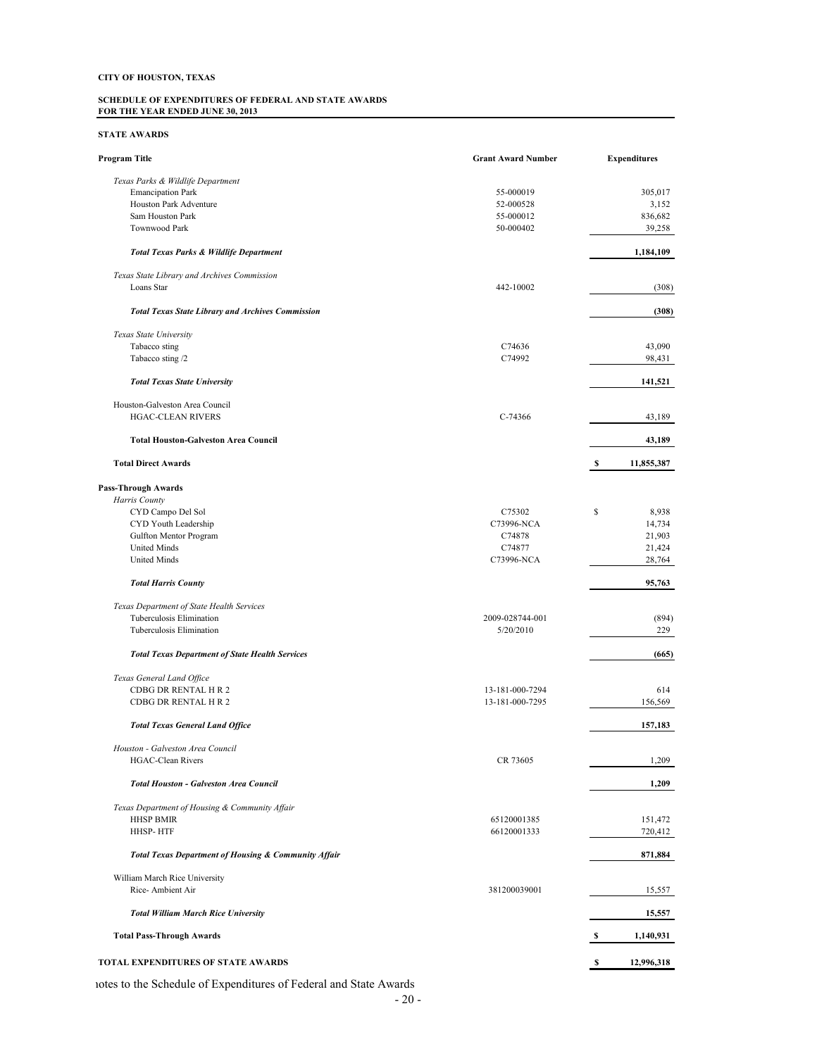**CITY OF HOUSTON, TEXAS**

**SCHEDULE OF EXPENDITURES OF FEDERAL AND STATE AWARDS**
**FOR THE YEAR ENDED JUNE 30, 2013**

**STATE AWARDS**

| Program Title | Grant Award Number | Expenditures |
|---|---|---|
| *Texas Parks & Wildlife Department* | | |
| Emancipation Park | 55-000019 | 305,017 |
| Houston Park Adventure | 52-000528 | 3,152 |
| Sam Houston Park | 55-000012 | 836,682 |
| Townwood Park | 50-000402 | 39,258 |
| ***Total Texas Parks & Wildlife Department*** | | **1,184,109** |
| *Texas State Library and Archives Commission* | | |
| Loans Star | 442-10002 | (308) |
| ***Total Texas State Library and Archives Commission*** | | **(308)** |
| *Texas State University* | | |
| Tabacco sting | C74636 | 43,090 |
| Tabacco sting /2 | C74992 | 98,431 |
| ***Total Texas State University*** | | **141,521** |
| Houston-Galveston Area Council | | |
| HGAC-CLEAN RIVERS | C-74366 | 43,189 |
| **Total Houston-Galveston Area Council** | | **43,189** |
| **Total Direct Awards** | | **$ 11,855,387** |
| **Pass-Through Awards** | | |
| *Harris County* | | |
| CYD Campo Del Sol | C75302 | $ 8,938 |
| CYD Youth Leadership | C73996-NCA | 14,734 |
| Gulfton Mentor Program | C74878 | 21,903 |
| United Minds | C74877 | 21,424 |
| United Minds | C73996-NCA | 28,764 |
| ***Total Harris County*** | | **95,763** |
| *Texas Department of State Health Services* | | |
| Tuberculosis Elimination | 2009-028744-001 | (894) |
| Tuberculosis Elimination | 5/20/2010 | 229 |
| ***Total Texas Department of State Health Services*** | | **(665)** |
| *Texas General Land Office* | | |
| CDBG DR RENTAL H R 2 | 13-181-000-7294 | 614 |
| CDBG DR RENTAL H R 2 | 13-181-000-7295 | 156,569 |
| ***Total Texas General Land Office*** | | **157,183** |
| *Houston - Galveston Area Council* | | |
| HGAC-Clean Rivers | CR 73605 | 1,209 |
| ***Total Houston - Galveston Area Council*** | | **1,209** |
| *Texas Department of Housing & Community Affair* | | |
| HHSP BMIR | 65120001385 | 151,472 |
| HHSP- HTF | 66120001333 | 720,412 |
| ***Total Texas Department of Housing & Community Affair*** | | **871,884** |
| William March Rice University | | |
| Rice- Ambient Air | 381200039001 | 15,557 |
| ***Total William March Rice University*** | | **15,557** |
| **Total Pass-Through Awards** | | **$ 1,140,931** |
| **TOTAL EXPENDITURES OF STATE AWARDS** | | **$ 12,996,318** |

notes to the Schedule of Expenditures of Federal and State Awards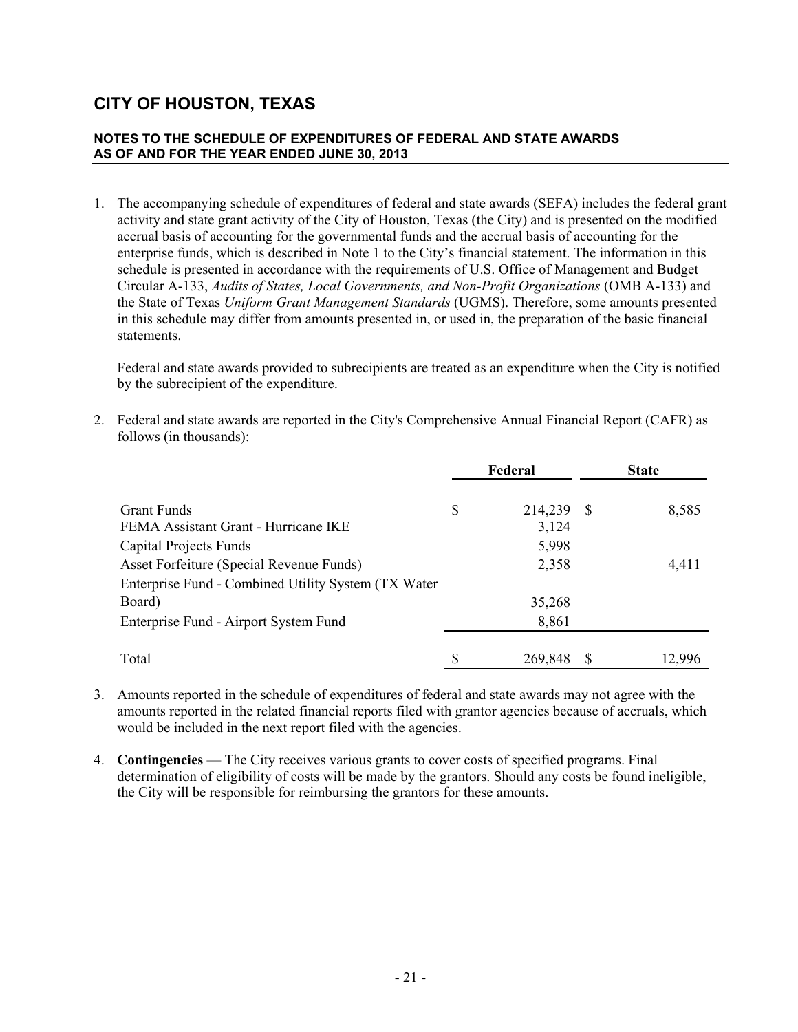# CITY OF HOUSTON, TEXAS

**NOTES TO THE SCHEDULE OF EXPENDITURES OF FEDERAL AND STATE AWARDS AS OF AND FOR THE YEAR ENDED JUNE 30, 2013**

1. The accompanying schedule of expenditures of federal and state awards (SEFA) includes the federal grant activity and state grant activity of the City of Houston, Texas (the City) and is presented on the modified accrual basis of accounting for the governmental funds and the accrual basis of accounting for the enterprise funds, which is described in Note 1 to the City's financial statement. The information in this schedule is presented in accordance with the requirements of U.S. Office of Management and Budget Circular A-133, *Audits of States, Local Governments, and Non-Profit Organizations* (OMB A-133) and the State of Texas *Uniform Grant Management Standards* (UGMS). Therefore, some amounts presented in this schedule may differ from amounts presented in, or used in, the preparation of the basic financial statements.

   Federal and state awards provided to subrecipients are treated as an expenditure when the City is notified by the subrecipient of the expenditure.

2. Federal and state awards are reported in the City's Comprehensive Annual Financial Report (CAFR) as follows (in thousands):

| | Federal | State |
|---|---|---|
| Grant Funds | $ 214,239 | $ 8,585 |
| FEMA Assistant Grant - Hurricane IKE | 3,124 | |
| Capital Projects Funds | 5,998 | |
| Asset Forfeiture (Special Revenue Funds) | 2,358 | 4,411 |
| Enterprise Fund - Combined Utility System (TX Water Board) | 35,268 | |
| Enterprise Fund - Airport System Fund | 8,861 | |
| Total | $ 269,848 | $ 12,996 |

3. Amounts reported in the schedule of expenditures of federal and state awards may not agree with the amounts reported in the related financial reports filed with grantor agencies because of accruals, which would be included in the next report filed with the agencies.

4. **Contingencies** — The City receives various grants to cover costs of specified programs. Final determination of eligibility of costs will be made by the grantors. Should any costs be found ineligible, the City will be responsible for reimbursing the grantors for these amounts.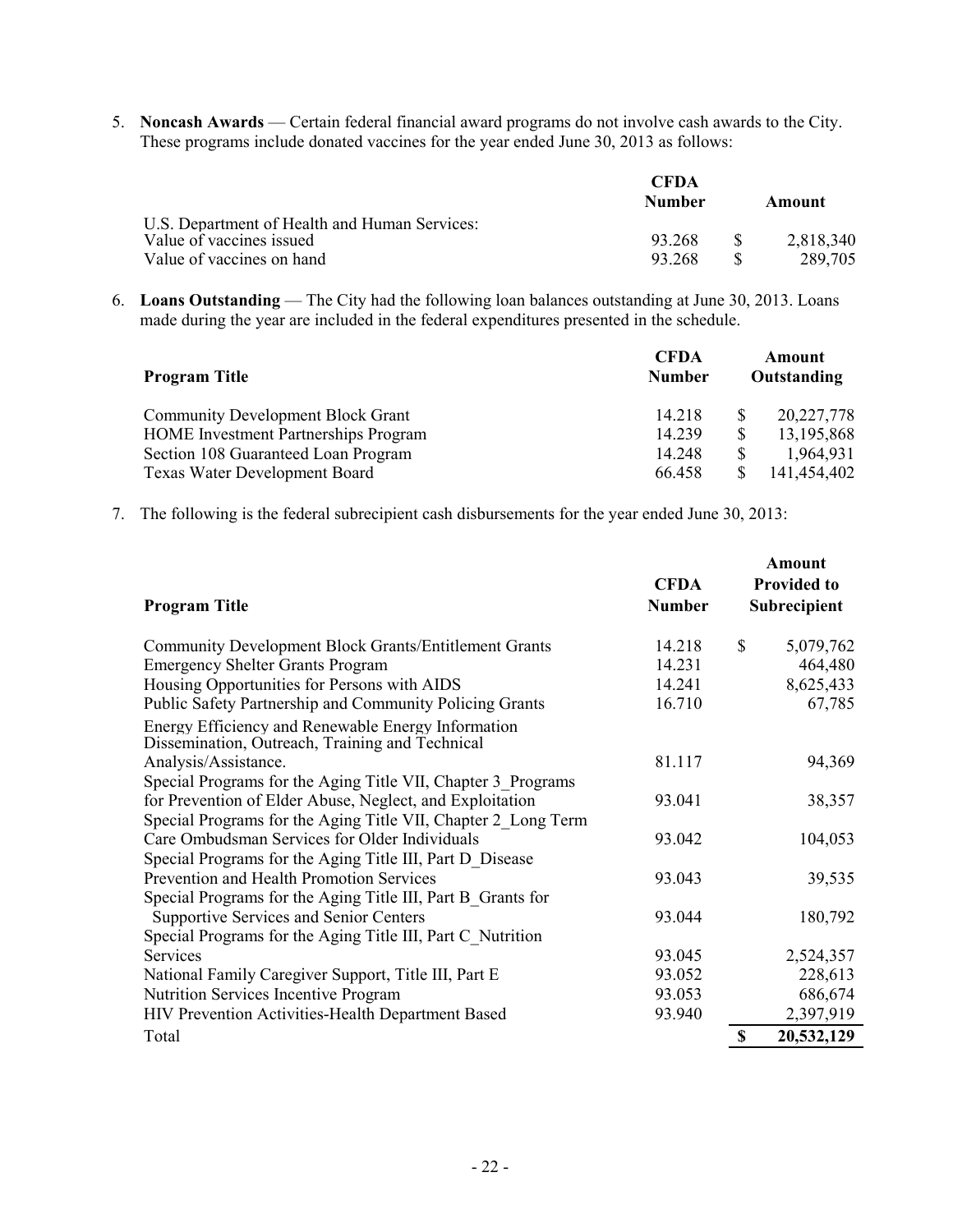5. **Noncash Awards** — Certain federal financial award programs do not involve cash awards to the City. These programs include donated vaccines for the year ended June 30, 2013 as follows:

| | CFDA Number | Amount |
|---|---|---|
| U.S. Department of Health and Human Services: | | |
| Value of vaccines issued | 93.268 | $ 2,818,340 |
| Value of vaccines on hand | 93.268 | $ 289,705 |

6. **Loans Outstanding** — The City had the following loan balances outstanding at June 30, 2013. Loans made during the year are included in the federal expenditures presented in the schedule.

| Program Title | CFDA Number | Amount Outstanding |
|---|---|---|
| Community Development Block Grant | 14.218 | $ 20,227,778 |
| HOME Investment Partnerships Program | 14.239 | $ 13,195,868 |
| Section 108 Guaranteed Loan Program | 14.248 | $ 1,964,931 |
| Texas Water Development Board | 66.458 | $ 141,454,402 |

7. The following is the federal subrecipient cash disbursements for the year ended June 30, 2013:

| Program Title | CFDA Number | Amount Provided to Subrecipient |
|---|---|---|
| Community Development Block Grants/Entitlement Grants | 14.218 | $ 5,079,762 |
| Emergency Shelter Grants Program | 14.231 | 464,480 |
| Housing Opportunities for Persons with AIDS | 14.241 | 8,625,433 |
| Public Safety Partnership and Community Policing Grants | 16.710 | 67,785 |
| Energy Efficiency and Renewable Energy Information Dissemination, Outreach, Training and Technical Analysis/Assistance. | 81.117 | 94,369 |
| Special Programs for the Aging Title VII, Chapter 3_Programs for Prevention of Elder Abuse, Neglect, and Exploitation | 93.041 | 38,357 |
| Special Programs for the Aging Title VII, Chapter 2_Long Term Care Ombudsman Services for Older Individuals | 93.042 | 104,053 |
| Special Programs for the Aging Title III, Part D_Disease Prevention and Health Promotion Services | 93.043 | 39,535 |
| Special Programs for the Aging Title III, Part B_Grants for Supportive Services and Senior Centers | 93.044 | 180,792 |
| Special Programs for the Aging Title III, Part C_Nutrition Services | 93.045 | 2,524,357 |
| National Family Caregiver Support, Title III, Part E | 93.052 | 228,613 |
| Nutrition Services Incentive Program | 93.053 | 686,674 |
| HIV Prevention Activities-Health Department Based | 93.940 | 2,397,919 |
| Total | | **$ 20,532,129** |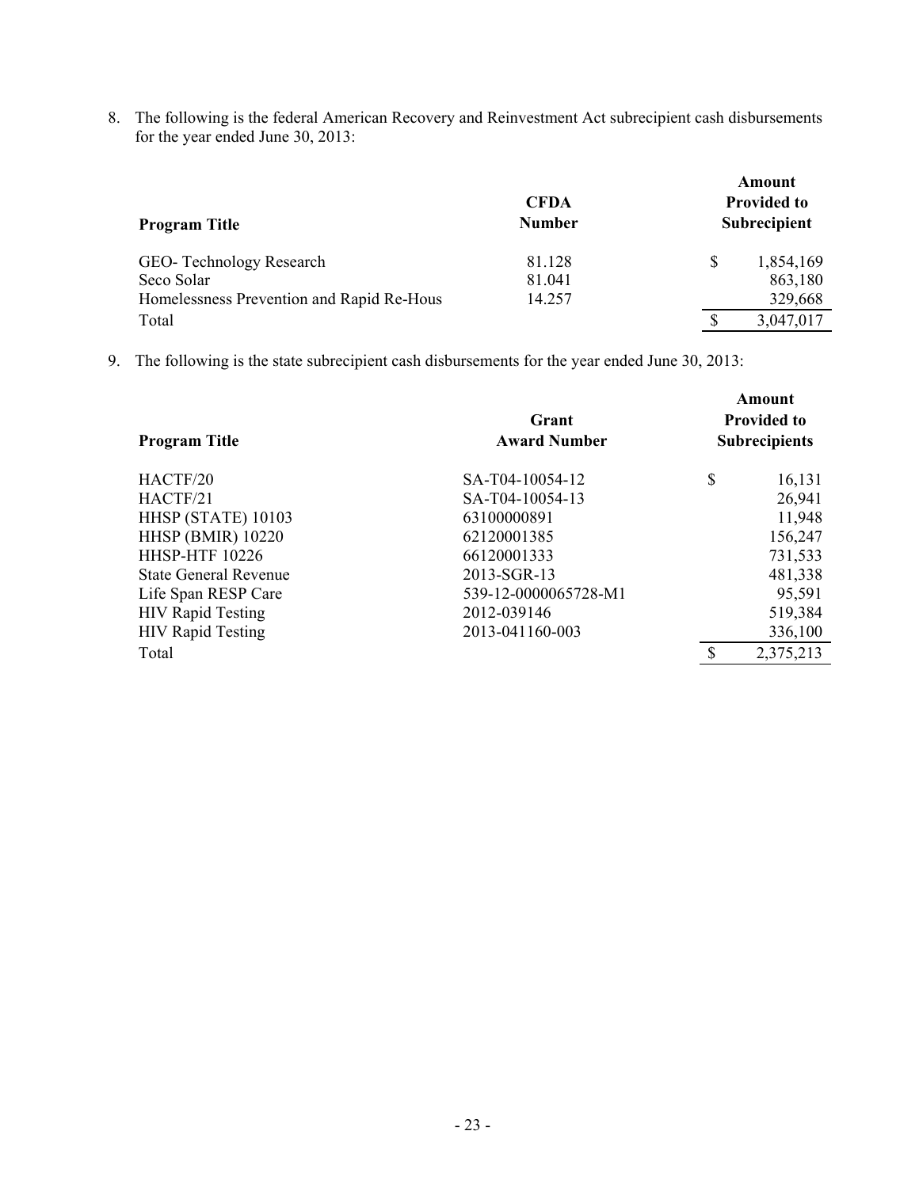8. The following is the federal American Recovery and Reinvestment Act subrecipient cash disbursements for the year ended June 30, 2013:

| Program Title | CFDA Number | Amount Provided to Subrecipient |
|---|---|---|
| GEO- Technology Research | 81.128 | $ 1,854,169 |
| Seco Solar | 81.041 | 863,180 |
| Homelessness Prevention and Rapid Re-Hous | 14.257 | 329,668 |
| Total | | $ 3,047,017 |

9. The following is the state subrecipient cash disbursements for the year ended June 30, 2013:

| Program Title | Grant Award Number | Amount Provided to Subrecipients |
|---|---|---|
| HACTF/20 | SA-T04-10054-12 | $ 16,131 |
| HACTF/21 | SA-T04-10054-13 | 26,941 |
| HHSP (STATE) 10103 | 63100000891 | 11,948 |
| HHSP (BMIR) 10220 | 62120001385 | 156,247 |
| HHSP-HTF 10226 | 66120001333 | 731,533 |
| State General Revenue | 2013-SGR-13 | 481,338 |
| Life Span RESP Care | 539-12-0000065728-M1 | 95,591 |
| HIV Rapid Testing | 2012-039146 | 519,384 |
| HIV Rapid Testing | 2013-041160-003 | 336,100 |
| Total | | $ 2,375,213 |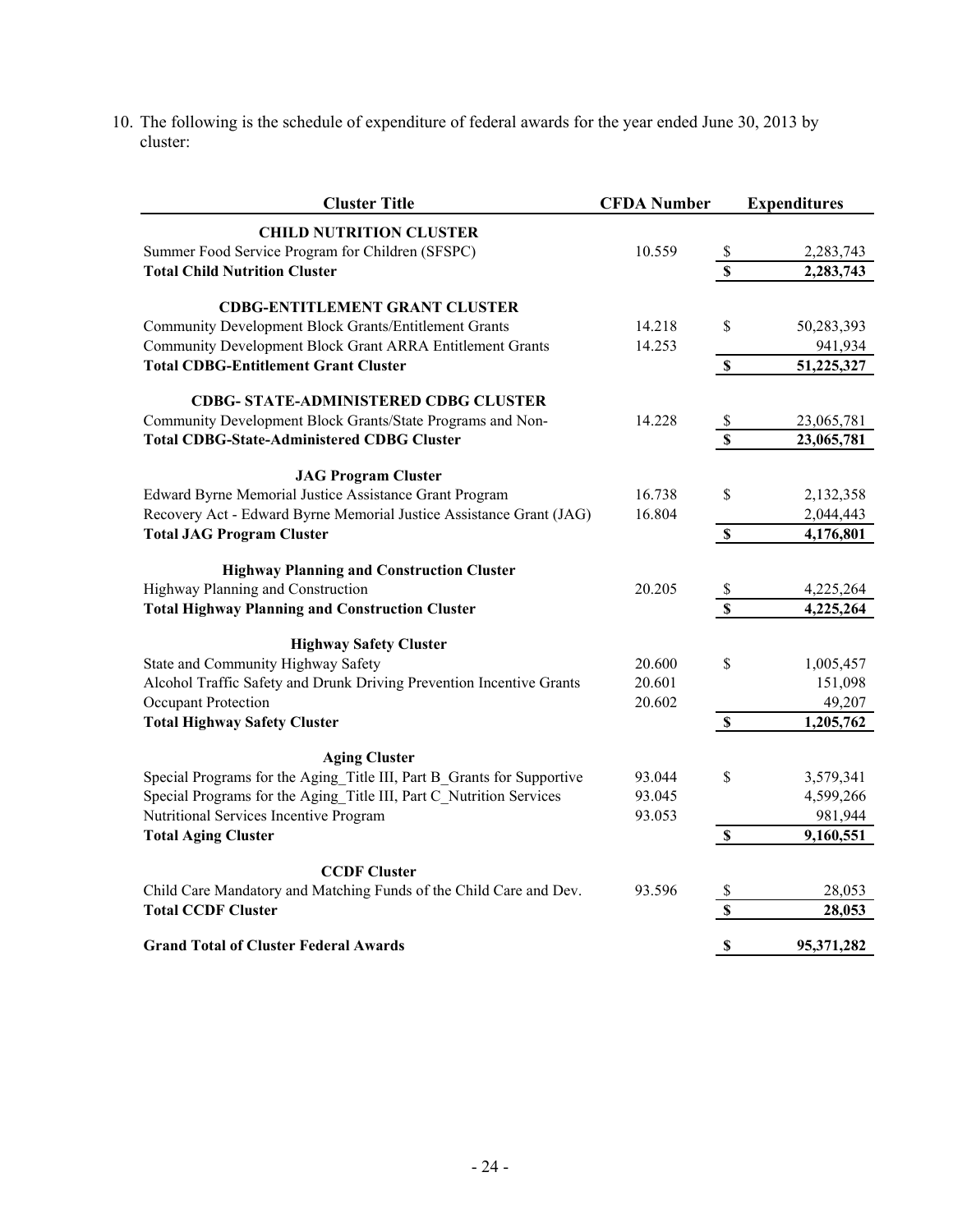10. The following is the schedule of expenditure of federal awards for the year ended June 30, 2013 by cluster:

| Cluster Title | CFDA Number | Expenditures |
|---|---|---|
| **CHILD NUTRITION CLUSTER** | | |
| Summer Food Service Program for Children (SFSPC) | 10.559 | $ 2,283,743 |
| **Total Child Nutrition Cluster** | | **$ 2,283,743** |
| **CDBG-ENTITLEMENT GRANT CLUSTER** | | |
| Community Development Block Grants/Entitlement Grants | 14.218 | $ 50,283,393 |
| Community Development Block Grant ARRA Entitlement Grants | 14.253 | 941,934 |
| **Total CDBG-Entitlement Grant Cluster** | | **$ 51,225,327** |
| **CDBG- STATE-ADMINISTERED CDBG CLUSTER** | | |
| Community Development Block Grants/State Programs and Non- | 14.228 | $ 23,065,781 |
| **Total CDBG-State-Administered CDBG Cluster** | | **$ 23,065,781** |
| **JAG Program Cluster** | | |
| Edward Byrne Memorial Justice Assistance Grant Program | 16.738 | $ 2,132,358 |
| Recovery Act - Edward Byrne Memorial Justice Assistance Grant (JAG) | 16.804 | 2,044,443 |
| **Total JAG Program Cluster** | | **$ 4,176,801** |
| **Highway Planning and Construction Cluster** | | |
| Highway Planning and Construction | 20.205 | $ 4,225,264 |
| **Total Highway Planning and Construction Cluster** | | **$ 4,225,264** |
| **Highway Safety Cluster** | | |
| State and Community Highway Safety | 20.600 | $ 1,005,457 |
| Alcohol Traffic Safety and Drunk Driving Prevention Incentive Grants | 20.601 | 151,098 |
| Occupant Protection | 20.602 | 49,207 |
| **Total Highway Safety Cluster** | | **$ 1,205,762** |
| **Aging Cluster** | | |
| Special Programs for the Aging_Title III, Part B_Grants for Supportive | 93.044 | $ 3,579,341 |
| Special Programs for the Aging_Title III, Part C_Nutrition Services | 93.045 | 4,599,266 |
| Nutritional Services Incentive Program | 93.053 | 981,944 |
| **Total Aging Cluster** | | **$ 9,160,551** |
| **CCDF Cluster** | | |
| Child Care Mandatory and Matching Funds of the Child Care and Dev. | 93.596 | $ 28,053 |
| **Total CCDF Cluster** | | **$ 28,053** |
| **Grand Total of Cluster Federal Awards** | | **$ 95,371,282** |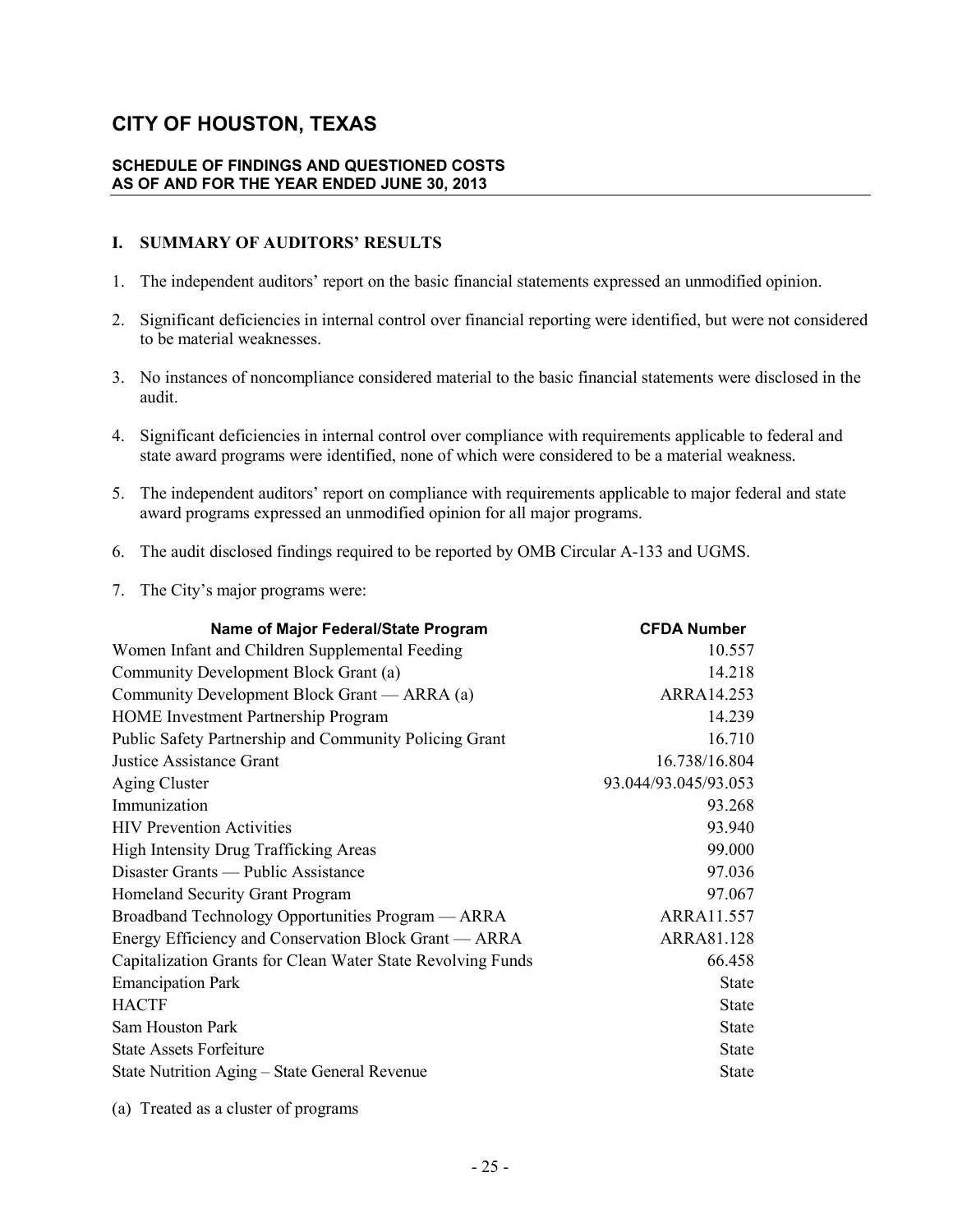# CITY OF HOUSTON, TEXAS

## SCHEDULE OF FINDINGS AND QUESTIONED COSTS AS OF AND FOR THE YEAR ENDED JUNE 30, 2013

### I. SUMMARY OF AUDITORS' RESULTS

1. The independent auditors' report on the basic financial statements expressed an unmodified opinion.

2. Significant deficiencies in internal control over financial reporting were identified, but were not considered to be material weaknesses.

3. No instances of noncompliance considered material to the basic financial statements were disclosed in the audit.

4. Significant deficiencies in internal control over compliance with requirements applicable to federal and state award programs were identified, none of which were considered to be a material weakness.

5. The independent auditors' report on compliance with requirements applicable to major federal and state award programs expressed an unmodified opinion for all major programs.

6. The audit disclosed findings required to be reported by OMB Circular A-133 and UGMS.

7. The City's major programs were:

| Name of Major Federal/State Program | CFDA Number |
|---|---|
| Women Infant and Children Supplemental Feeding | 10.557 |
| Community Development Block Grant (a) | 14.218 |
| Community Development Block Grant — ARRA (a) | ARRA14.253 |
| HOME Investment Partnership Program | 14.239 |
| Public Safety Partnership and Community Policing Grant | 16.710 |
| Justice Assistance Grant | 16.738/16.804 |
| Aging Cluster | 93.044/93.045/93.053 |
| Immunization | 93.268 |
| HIV Prevention Activities | 93.940 |
| High Intensity Drug Trafficking Areas | 99.000 |
| Disaster Grants — Public Assistance | 97.036 |
| Homeland Security Grant Program | 97.067 |
| Broadband Technology Opportunities Program — ARRA | ARRA11.557 |
| Energy Efficiency and Conservation Block Grant — ARRA | ARRA81.128 |
| Capitalization Grants for Clean Water State Revolving Funds | 66.458 |
| Emancipation Park | State |
| HACTF | State |
| Sam Houston Park | State |
| State Assets Forfeiture | State |
| State Nutrition Aging – State General Revenue | State |

(a) Treated as a cluster of programs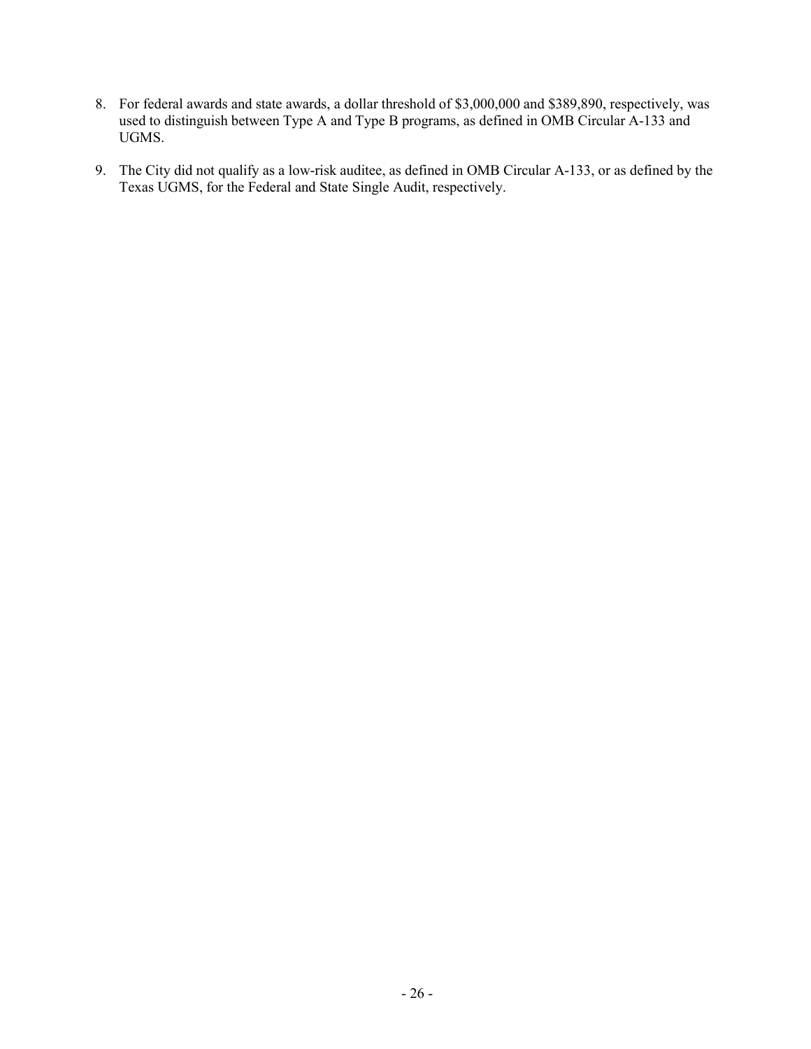8. For federal awards and state awards, a dollar threshold of $3,000,000 and $389,890, respectively, was used to distinguish between Type A and Type B programs, as defined in OMB Circular A-133 and UGMS.

9. The City did not qualify as a low-risk auditee, as defined in OMB Circular A-133, or as defined by the Texas UGMS, for the Federal and State Single Audit, respectively.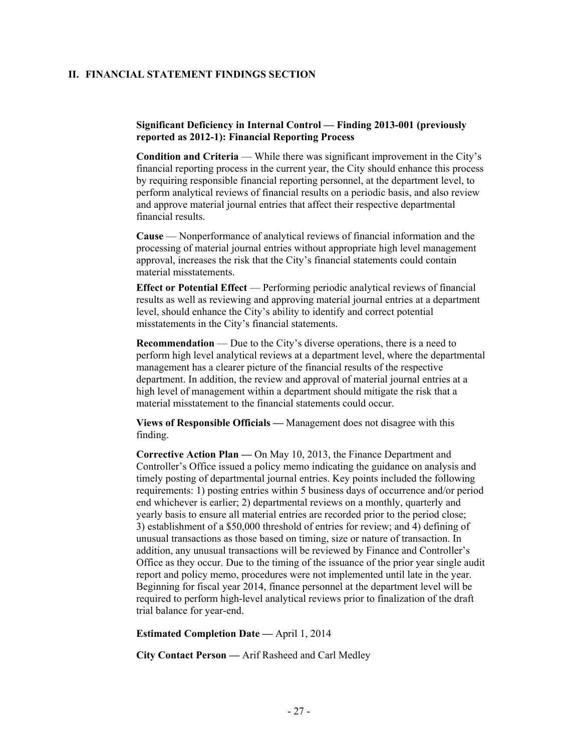## II. FINANCIAL STATEMENT FINDINGS SECTION

**Significant Deficiency in Internal Control — Finding 2013-001 (previously reported as 2012-1): Financial Reporting Process**

**Condition and Criteria** — While there was significant improvement in the City's financial reporting process in the current year, the City should enhance this process by requiring responsible financial reporting personnel, at the department level, to perform analytical reviews of financial results on a periodic basis, and also review and approve material journal entries that affect their respective departmental financial results.

**Cause** — Nonperformance of analytical reviews of financial information and the processing of material journal entries without appropriate high level management approval, increases the risk that the City's financial statements could contain material misstatements.

**Effect or Potential Effect** — Performing periodic analytical reviews of financial results as well as reviewing and approving material journal entries at a department level, should enhance the City's ability to identify and correct potential misstatements in the City's financial statements.

**Recommendation** — Due to the City's diverse operations, there is a need to perform high level analytical reviews at a department level, where the departmental management has a clearer picture of the financial results of the respective department. In addition, the review and approval of material journal entries at a high level of management within a department should mitigate the risk that a material misstatement to the financial statements could occur.

**Views of Responsible Officials —** Management does not disagree with this finding.

**Corrective Action Plan —** On May 10, 2013, the Finance Department and Controller's Office issued a policy memo indicating the guidance on analysis and timely posting of departmental journal entries. Key points included the following requirements: 1) posting entries within 5 business days of occurrence and/or period end whichever is earlier; 2) departmental reviews on a monthly, quarterly and yearly basis to ensure all material entries are recorded prior to the period close; 3) establishment of a $50,000 threshold of entries for review; and 4) defining of unusual transactions as those based on timing, size or nature of transaction. In addition, any unusual transactions will be reviewed by Finance and Controller's Office as they occur. Due to the timing of the issuance of the prior year single audit report and policy memo, procedures were not implemented until late in the year. Beginning for fiscal year 2014, finance personnel at the department level will be required to perform high-level analytical reviews prior to finalization of the draft trial balance for year-end.

**Estimated Completion Date —** April 1, 2014

**City Contact Person —** Arif Rasheed and Carl Medley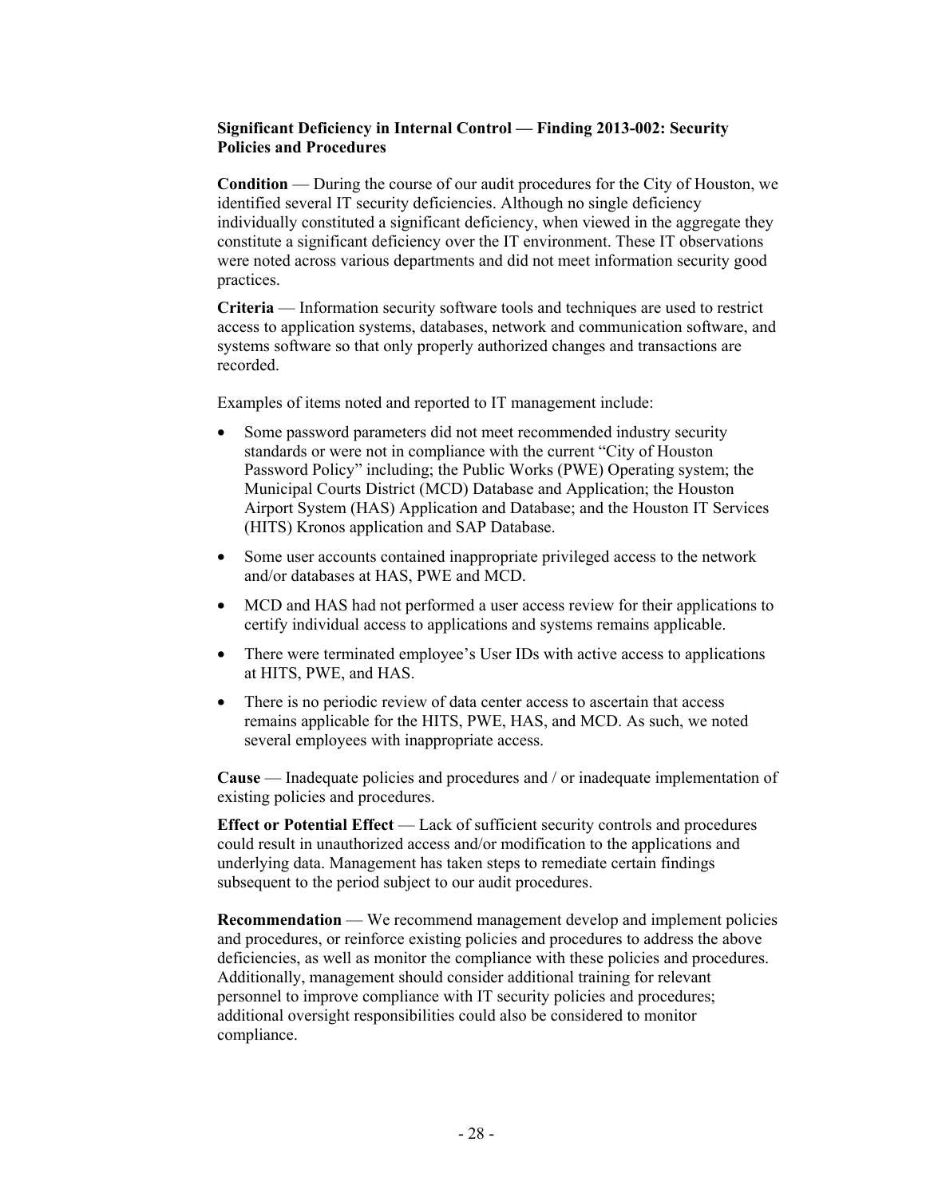**Significant Deficiency in Internal Control — Finding 2013-002: Security Policies and Procedures**

**Condition** — During the course of our audit procedures for the City of Houston, we identified several IT security deficiencies. Although no single deficiency individually constituted a significant deficiency, when viewed in the aggregate they constitute a significant deficiency over the IT environment. These IT observations were noted across various departments and did not meet information security good practices.

**Criteria** — Information security software tools and techniques are used to restrict access to application systems, databases, network and communication software, and systems software so that only properly authorized changes and transactions are recorded.

Examples of items noted and reported to IT management include:

- Some password parameters did not meet recommended industry security standards or were not in compliance with the current "City of Houston Password Policy" including; the Public Works (PWE) Operating system; the Municipal Courts District (MCD) Database and Application; the Houston Airport System (HAS) Application and Database; and the Houston IT Services (HITS) Kronos application and SAP Database.
- Some user accounts contained inappropriate privileged access to the network and/or databases at HAS, PWE and MCD.
- MCD and HAS had not performed a user access review for their applications to certify individual access to applications and systems remains applicable.
- There were terminated employee's User IDs with active access to applications at HITS, PWE, and HAS.
- There is no periodic review of data center access to ascertain that access remains applicable for the HITS, PWE, HAS, and MCD. As such, we noted several employees with inappropriate access.

**Cause** — Inadequate policies and procedures and / or inadequate implementation of existing policies and procedures.

**Effect or Potential Effect** — Lack of sufficient security controls and procedures could result in unauthorized access and/or modification to the applications and underlying data. Management has taken steps to remediate certain findings subsequent to the period subject to our audit procedures.

**Recommendation** — We recommend management develop and implement policies and procedures, or reinforce existing policies and procedures to address the above deficiencies, as well as monitor the compliance with these policies and procedures. Additionally, management should consider additional training for relevant personnel to improve compliance with IT security policies and procedures; additional oversight responsibilities could also be considered to monitor compliance.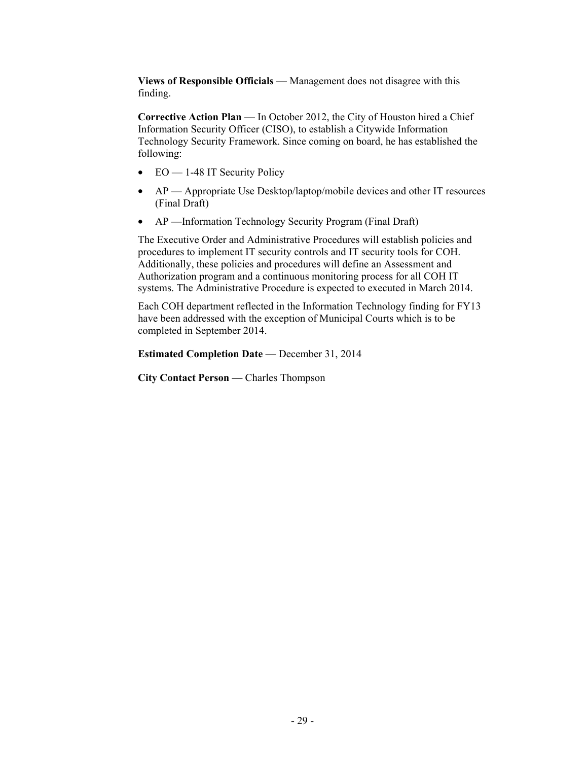**Views of Responsible Officials —** Management does not disagree with this finding.

**Corrective Action Plan —** In October 2012, the City of Houston hired a Chief Information Security Officer (CISO), to establish a Citywide Information Technology Security Framework. Since coming on board, he has established the following:

- EO — 1-48 IT Security Policy
- AP — Appropriate Use Desktop/laptop/mobile devices and other IT resources (Final Draft)
- AP —Information Technology Security Program (Final Draft)

The Executive Order and Administrative Procedures will establish policies and procedures to implement IT security controls and IT security tools for COH. Additionally, these policies and procedures will define an Assessment and Authorization program and a continuous monitoring process for all COH IT systems. The Administrative Procedure is expected to executed in March 2014.

Each COH department reflected in the Information Technology finding for FY13 have been addressed with the exception of Municipal Courts which is to be completed in September 2014.

**Estimated Completion Date —** December 31, 2014

**City Contact Person —** Charles Thompson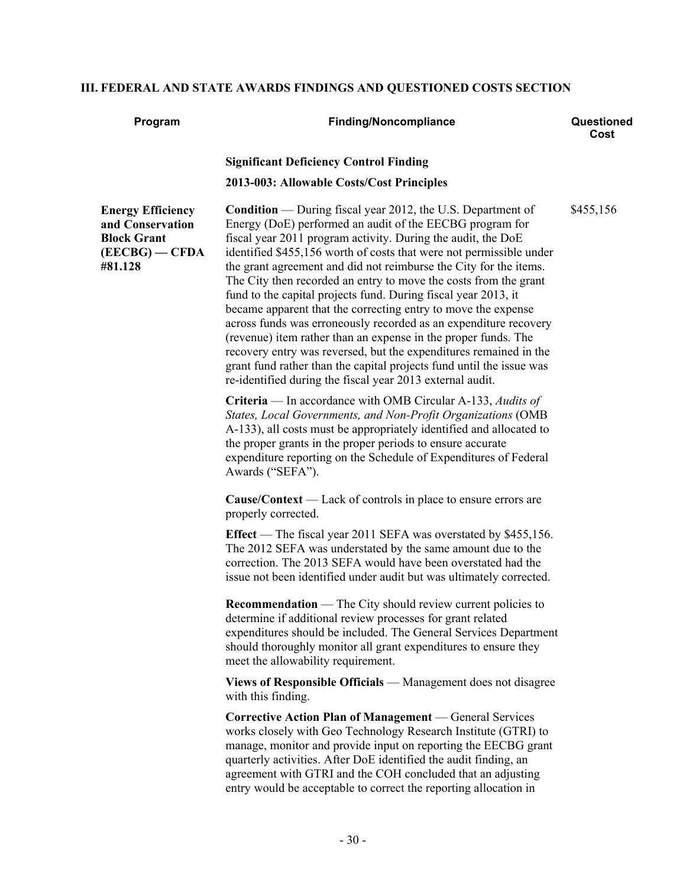## III. FEDERAL AND STATE AWARDS FINDINGS AND QUESTIONED COSTS SECTION

| Program | Finding/Noncompliance | Questioned Cost |
|---|---|---|
| | **Significant Deficiency Control Finding** | |
| | **2013-003: Allowable Costs/Cost Principles** | |
| **Energy Efficiency and Conservation Block Grant (EECBG) — CFDA #81.128** | **Condition** — During fiscal year 2012, the U.S. Department of Energy (DoE) performed an audit of the EECBG program for fiscal year 2011 program activity. During the audit, the DoE identified \$455,156 worth of costs that were not permissible under the grant agreement and did not reimburse the City for the items. The City then recorded an entry to move the costs from the grant fund to the capital projects fund. During fiscal year 2013, it became apparent that the correcting entry to move the expense across funds was erroneously recorded as an expenditure recovery (revenue) item rather than an expense in the proper funds. The recovery entry was reversed, but the expenditures remained in the grant fund rather than the capital projects fund until the issue was re-identified during the fiscal year 2013 external audit. | \$455,156 |

**Criteria** — In accordance with OMB Circular A-133, *Audits of States, Local Governments, and Non-Profit Organizations* (OMB A-133), all costs must be appropriately identified and allocated to the proper grants in the proper periods to ensure accurate expenditure reporting on the Schedule of Expenditures of Federal Awards ("SEFA").

**Cause/Context** — Lack of controls in place to ensure errors are properly corrected.

**Effect** — The fiscal year 2011 SEFA was overstated by \$455,156. The 2012 SEFA was understated by the same amount due to the correction. The 2013 SEFA would have been overstated had the issue not been identified under audit but was ultimately corrected.

**Recommendation** — The City should review current policies to determine if additional review processes for grant related expenditures should be included. The General Services Department should thoroughly monitor all grant expenditures to ensure they meet the allowability requirement.

**Views of Responsible Officials** — Management does not disagree with this finding.

**Corrective Action Plan of Management** — General Services works closely with Geo Technology Research Institute (GTRI) to manage, monitor and provide input on reporting the EECBG grant quarterly activities. After DoE identified the audit finding, an agreement with GTRI and the COH concluded that an adjusting entry would be acceptable to correct the reporting allocation in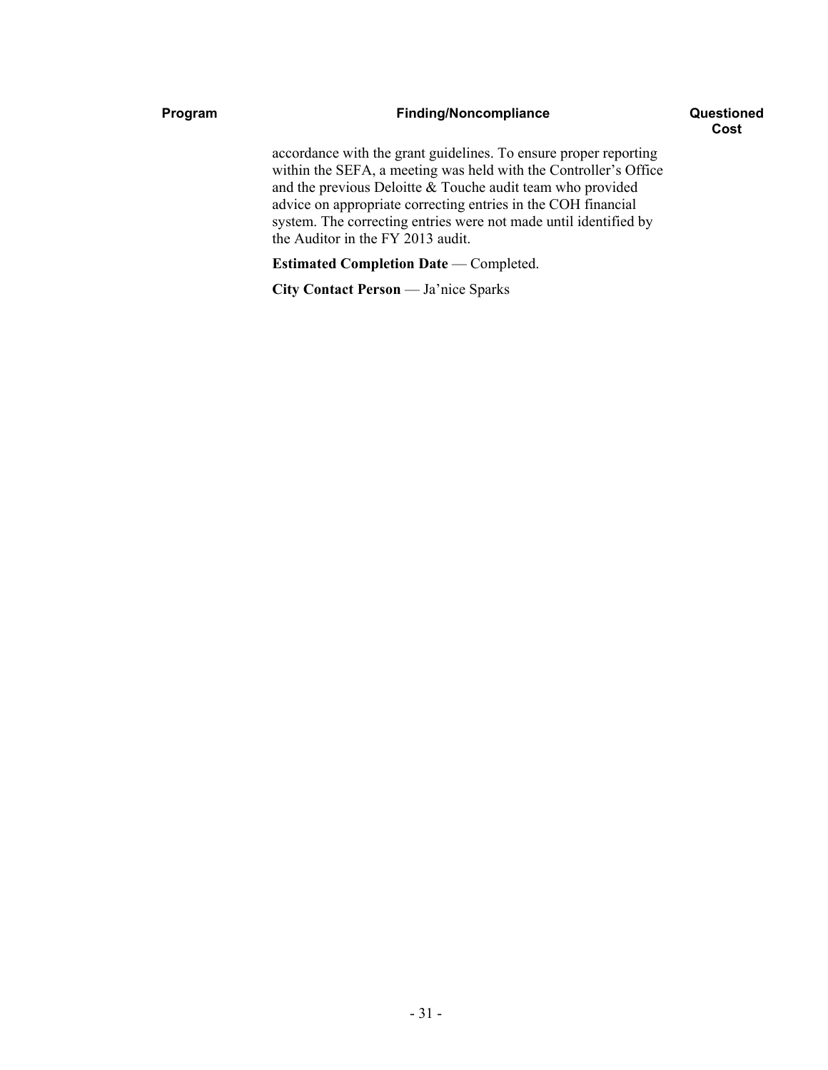| Program | Finding/Noncompliance | Questioned Cost |
| --- | --- | --- |
| | accordance with the grant guidelines. To ensure proper reporting within the SEFA, a meeting was held with the Controller's Office and the previous Deloitte & Touche audit team who provided advice on appropriate correcting entries in the COH financial system. The correcting entries were not made until identified by the Auditor in the FY 2013 audit. | |
| | **Estimated Completion Date** — Completed. | |
| | **City Contact Person** — Ja'nice Sparks | |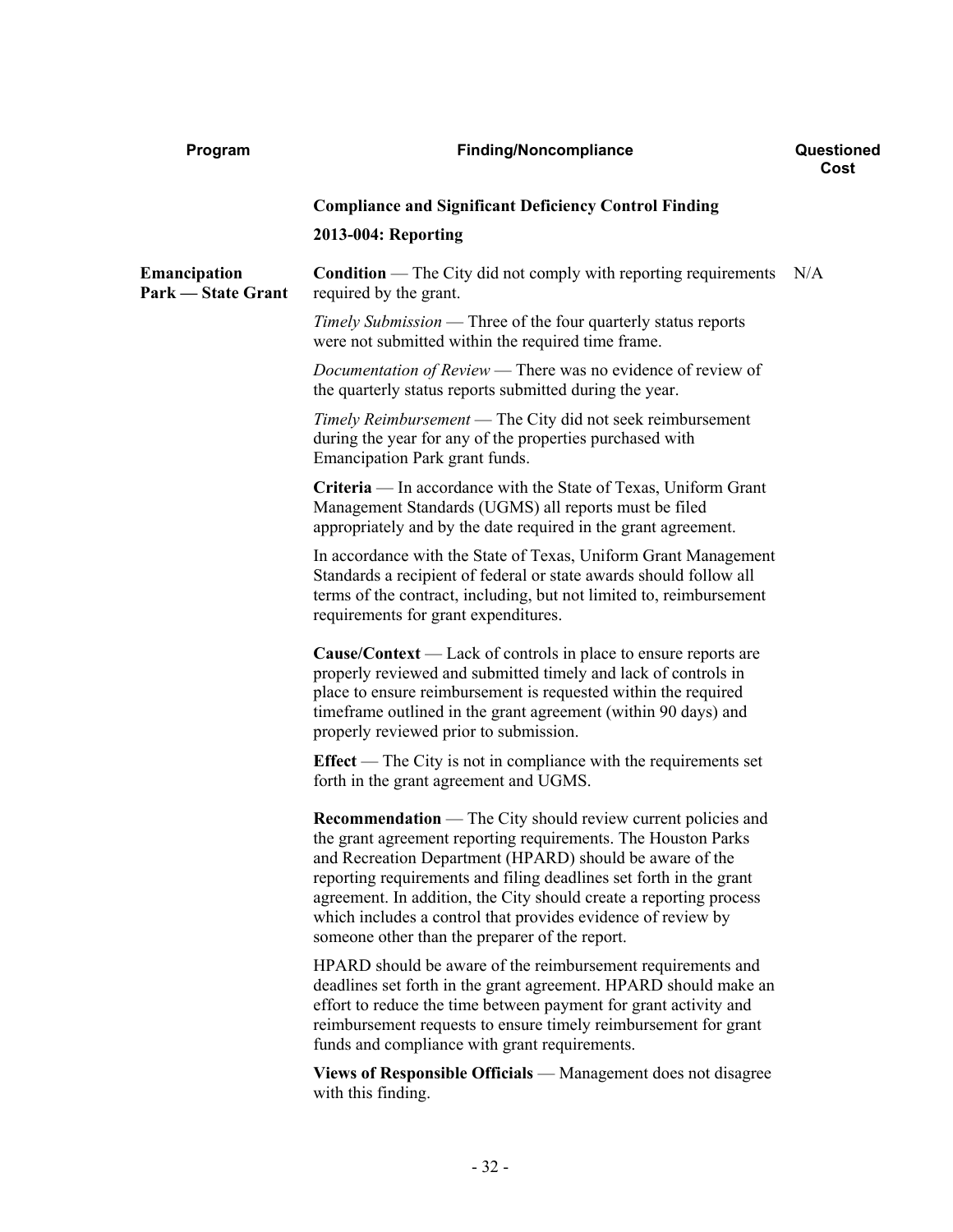| Program | Finding/Noncompliance | Questioned Cost |
|---|---|---|
| | **Compliance and Significant Deficiency Control Finding** | |
| | **2013-004: Reporting** | |
| **Emancipation Park — State Grant** | **Condition** — The City did not comply with reporting requirements required by the grant. | N/A |

*Timely Submission* — Three of the four quarterly status reports were not submitted within the required time frame.

*Documentation of Review* — There was no evidence of review of the quarterly status reports submitted during the year.

*Timely Reimbursement* — The City did not seek reimbursement during the year for any of the properties purchased with Emancipation Park grant funds.

**Criteria** — In accordance with the State of Texas, Uniform Grant Management Standards (UGMS) all reports must be filed appropriately and by the date required in the grant agreement.

In accordance with the State of Texas, Uniform Grant Management Standards a recipient of federal or state awards should follow all terms of the contract, including, but not limited to, reimbursement requirements for grant expenditures.

**Cause/Context** — Lack of controls in place to ensure reports are properly reviewed and submitted timely and lack of controls in place to ensure reimbursement is requested within the required timeframe outlined in the grant agreement (within 90 days) and properly reviewed prior to submission.

**Effect** — The City is not in compliance with the requirements set forth in the grant agreement and UGMS.

**Recommendation** — The City should review current policies and the grant agreement reporting requirements. The Houston Parks and Recreation Department (HPARD) should be aware of the reporting requirements and filing deadlines set forth in the grant agreement. In addition, the City should create a reporting process which includes a control that provides evidence of review by someone other than the preparer of the report.

HPARD should be aware of the reimbursement requirements and deadlines set forth in the grant agreement. HPARD should make an effort to reduce the time between payment for grant activity and reimbursement requests to ensure timely reimbursement for grant funds and compliance with grant requirements.

**Views of Responsible Officials** — Management does not disagree with this finding.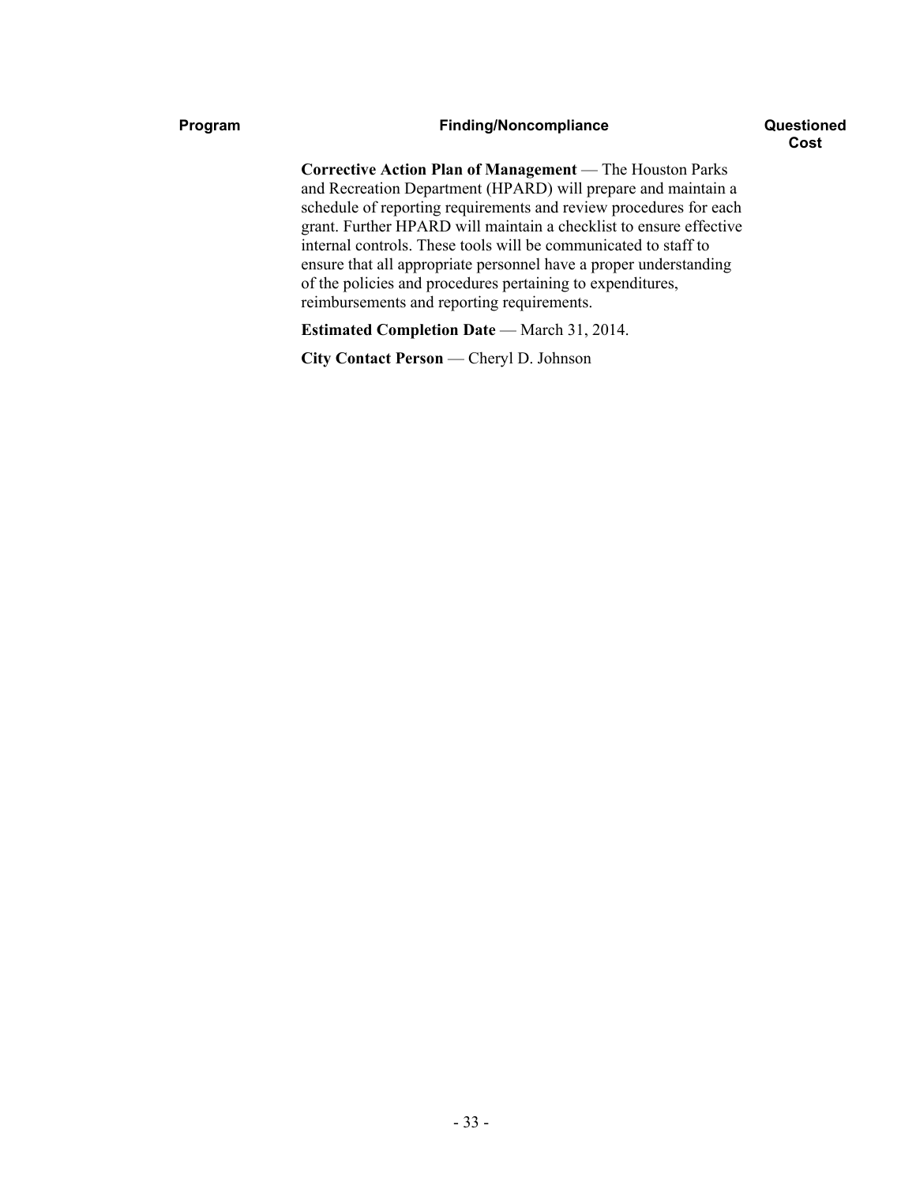| Program | Finding/Noncompliance | Questioned Cost |
|---|---|---|
| | **Corrective Action Plan of Management** — The Houston Parks and Recreation Department (HPARD) will prepare and maintain a schedule of reporting requirements and review procedures for each grant. Further HPARD will maintain a checklist to ensure effective internal controls. These tools will be communicated to staff to ensure that all appropriate personnel have a proper understanding of the policies and procedures pertaining to expenditures, reimbursements and reporting requirements. | |
| | **Estimated Completion Date** — March 31, 2014. | |
| | **City Contact Person** — Cheryl D. Johnson | |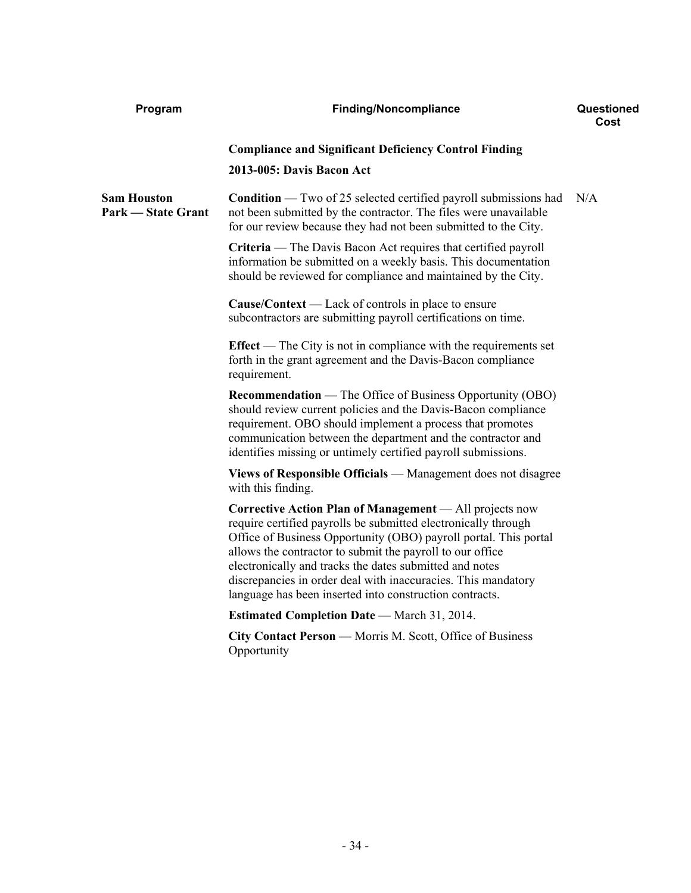| Program | Finding/Noncompliance | Questioned Cost |
|---|---|---|
| | **Compliance and Significant Deficiency Control Finding** | |
| | **2013-005: Davis Bacon Act** | |
| **Sam Houston Park — State Grant** | **Condition** — Two of 25 selected certified payroll submissions had not been submitted by the contractor. The files were unavailable for our review because they had not been submitted to the City. | N/A |
| | **Criteria** — The Davis Bacon Act requires that certified payroll information be submitted on a weekly basis. This documentation should be reviewed for compliance and maintained by the City. | |
| | **Cause/Context** — Lack of controls in place to ensure subcontractors are submitting payroll certifications on time. | |
| | **Effect** — The City is not in compliance with the requirements set forth in the grant agreement and the Davis-Bacon compliance requirement. | |
| | **Recommendation** — The Office of Business Opportunity (OBO) should review current policies and the Davis-Bacon compliance requirement. OBO should implement a process that promotes communication between the department and the contractor and identifies missing or untimely certified payroll submissions. | |
| | **Views of Responsible Officials** — Management does not disagree with this finding. | |
| | **Corrective Action Plan of Management** — All projects now require certified payrolls be submitted electronically through Office of Business Opportunity (OBO) payroll portal. This portal allows the contractor to submit the payroll to our office electronically and tracks the dates submitted and notes discrepancies in order deal with inaccuracies. This mandatory language has been inserted into construction contracts. | |
| | **Estimated Completion Date** — March 31, 2014. | |
| | **City Contact Person** — Morris M. Scott, Office of Business Opportunity | |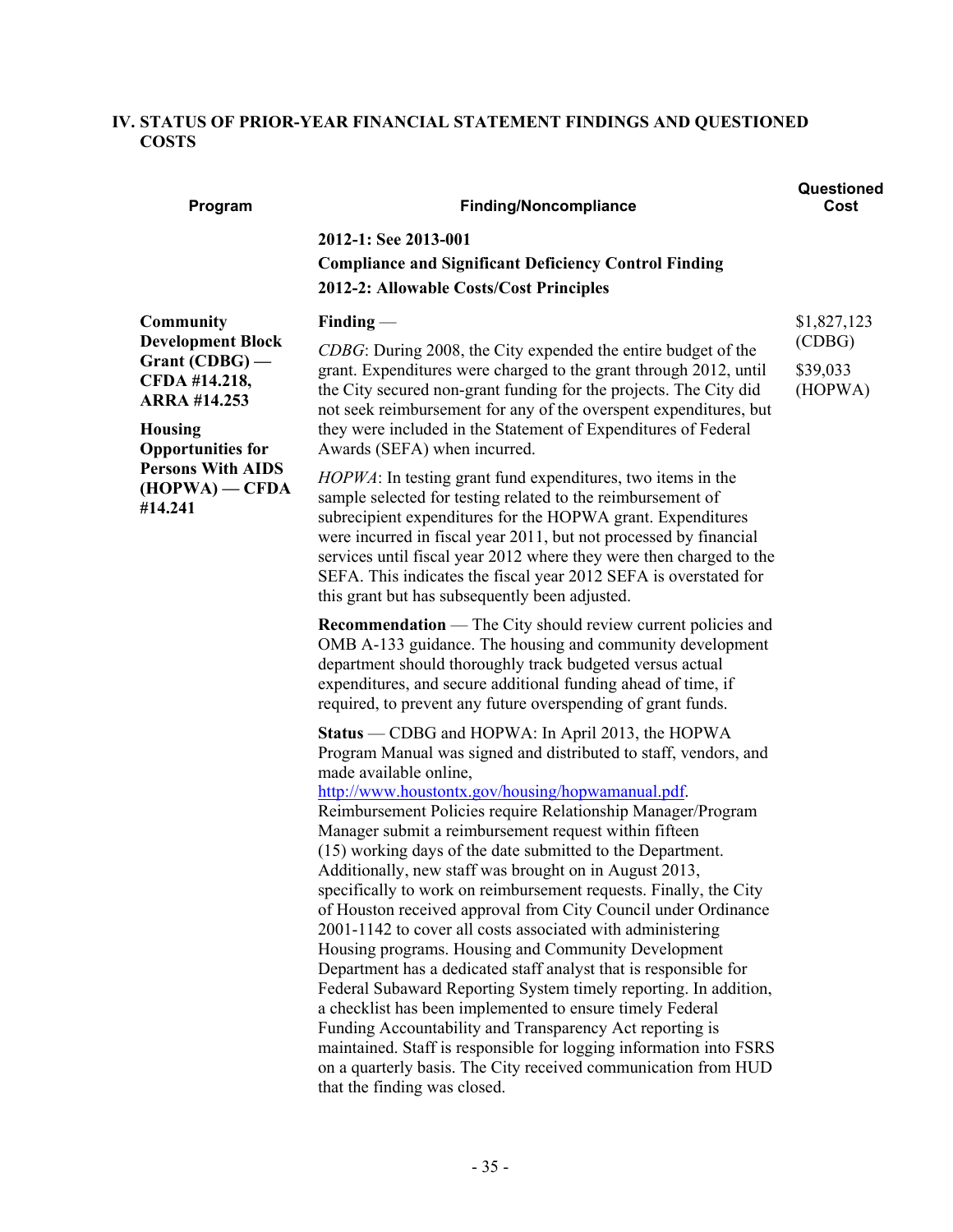## IV. STATUS OF PRIOR-YEAR FINANCIAL STATEMENT FINDINGS AND QUESTIONED COSTS

| Program | Finding/Noncompliance | Questioned Cost |
|---|---|---|
| | **2012-1: See 2013-001** | |
| | **Compliance and Significant Deficiency Control Finding** | |
| | **2012-2: Allowable Costs/Cost Principles** | |
| **Community Development Block Grant (CDBG) — CFDA #14.218, ARRA #14.253**<br><br>**Housing Opportunities for Persons With AIDS (HOPWA) — CFDA #14.241** | **Finding** —<br><br>*CDBG*: During 2008, the City expended the entire budget of the grant. Expenditures were charged to the grant through 2012, until the City secured non-grant funding for the projects. The City did not seek reimbursement for any of the overspent expenditures, but they were included in the Statement of Expenditures of Federal Awards (SEFA) when incurred.<br><br>*HOPWA*: In testing grant fund expenditures, two items in the sample selected for testing related to the reimbursement of subrecipient expenditures for the HOPWA grant. Expenditures were incurred in fiscal year 2011, but not processed by financial services until fiscal year 2012 where they were then charged to the SEFA. This indicates the fiscal year 2012 SEFA is overstated for this grant but has subsequently been adjusted.<br><br>**Recommendation** — The City should review current policies and OMB A-133 guidance. The housing and community development department should thoroughly track budgeted versus actual expenditures, and secure additional funding ahead of time, if required, to prevent any future overspending of grant funds.<br><br>**Status** — CDBG and HOPWA: In April 2013, the HOPWA Program Manual was signed and distributed to staff, vendors, and made available online, http://www.houstontx.gov/housing/hopwamanual.pdf. Reimbursement Policies require Relationship Manager/Program Manager submit a reimbursement request within fifteen (15) working days of the date submitted to the Department. Additionally, new staff was brought on in August 2013, specifically to work on reimbursement requests. Finally, the City of Houston received approval from City Council under Ordinance 2001-1142 to cover all costs associated with administering Housing programs. Housing and Community Development Department has a dedicated staff analyst that is responsible for Federal Subaward Reporting System timely reporting. In addition, a checklist has been implemented to ensure timely Federal Funding Accountability and Transparency Act reporting is maintained. Staff is responsible for logging information into FSRS on a quarterly basis. The City received communication from HUD that the finding was closed. | $1,827,123 (CDBG)<br><br>$39,033 (HOPWA) |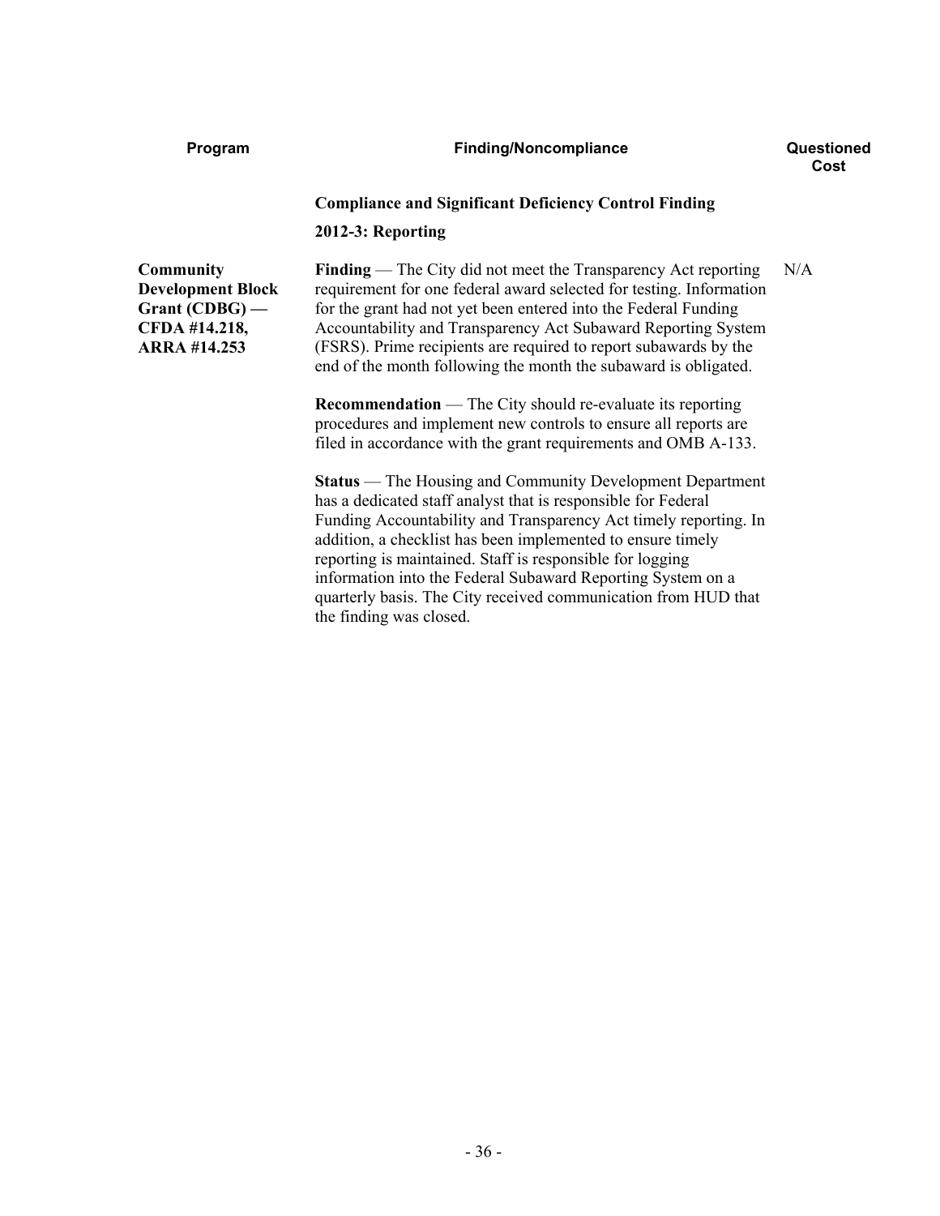| Program | Finding/Noncompliance | Questioned Cost |
|---|---|---|
| | **Compliance and Significant Deficiency Control Finding** | |
| | **2012-3: Reporting** | |
| **Community Development Block Grant (CDBG) — CFDA #14.218, ARRA #14.253** | **Finding** — The City did not meet the Transparency Act reporting requirement for one federal award selected for testing. Information for the grant had not yet been entered into the Federal Funding Accountability and Transparency Act Subaward Reporting System (FSRS). Prime recipients are required to report subawards by the end of the month following the month the subaward is obligated. | N/A |
| | **Recommendation** — The City should re-evaluate its reporting procedures and implement new controls to ensure all reports are filed in accordance with the grant requirements and OMB A-133. | |
| | **Status** — The Housing and Community Development Department has a dedicated staff analyst that is responsible for Federal Funding Accountability and Transparency Act timely reporting. In addition, a checklist has been implemented to ensure timely reporting is maintained. Staff is responsible for logging information into the Federal Subaward Reporting System on a quarterly basis. The City received communication from HUD that the finding was closed. | |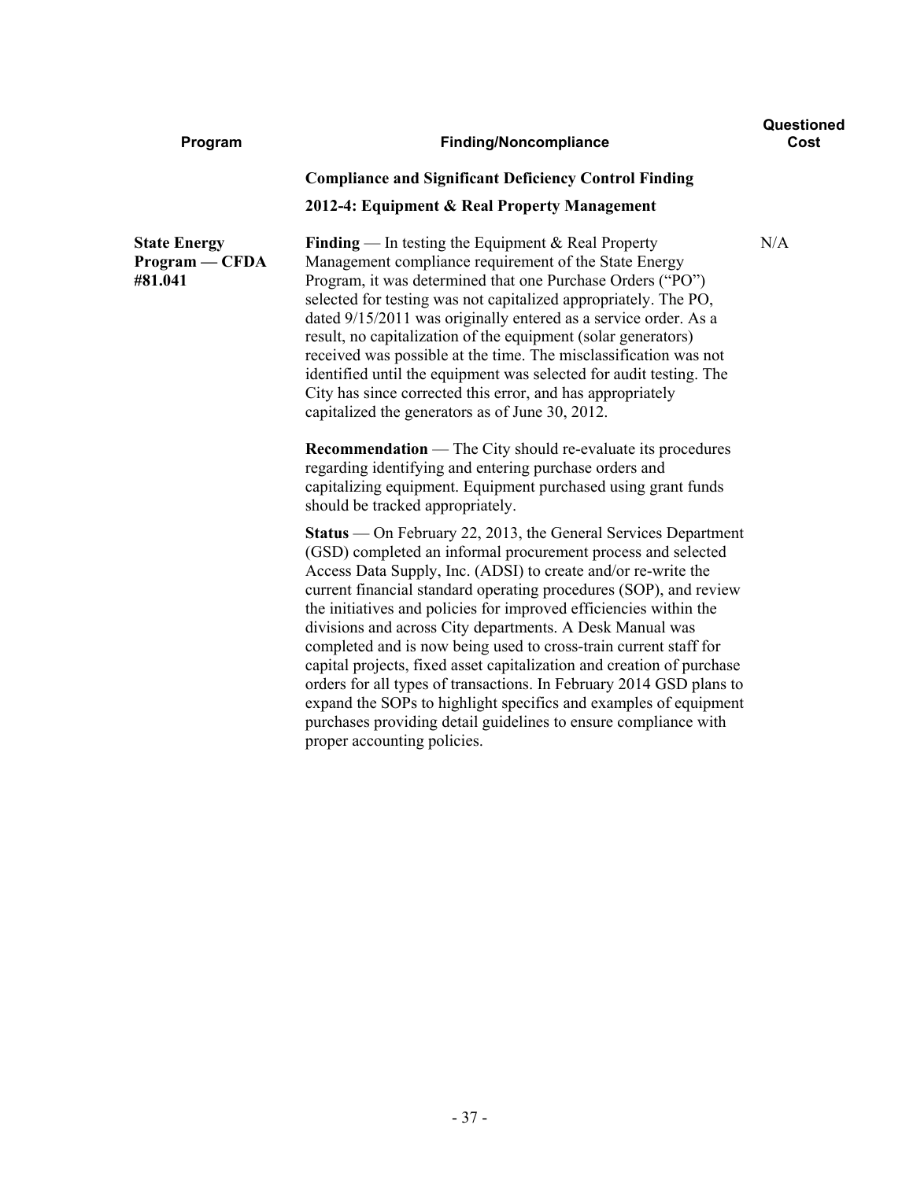| Program | Finding/Noncompliance | Questioned Cost |
|---|---|---|
| | **Compliance and Significant Deficiency Control Finding** | |
| | **2012-4: Equipment & Real Property Management** | |
| **State Energy Program — CFDA #81.041** | **Finding** — In testing the Equipment & Real Property Management compliance requirement of the State Energy Program, it was determined that one Purchase Orders ("PO") selected for testing was not capitalized appropriately. The PO, dated 9/15/2011 was originally entered as a service order. As a result, no capitalization of the equipment (solar generators) received was possible at the time. The misclassification was not identified until the equipment was selected for audit testing. The City has since corrected this error, and has appropriately capitalized the generators as of June 30, 2012. | N/A |
| | **Recommendation** — The City should re-evaluate its procedures regarding identifying and entering purchase orders and capitalizing equipment. Equipment purchased using grant funds should be tracked appropriately. | |
| | **Status** — On February 22, 2013, the General Services Department (GSD) completed an informal procurement process and selected Access Data Supply, Inc. (ADSI) to create and/or re-write the current financial standard operating procedures (SOP), and review the initiatives and policies for improved efficiencies within the divisions and across City departments. A Desk Manual was completed and is now being used to cross-train current staff for capital projects, fixed asset capitalization and creation of purchase orders for all types of transactions. In February 2014 GSD plans to expand the SOPs to highlight specifics and examples of equipment purchases providing detail guidelines to ensure compliance with proper accounting policies. | |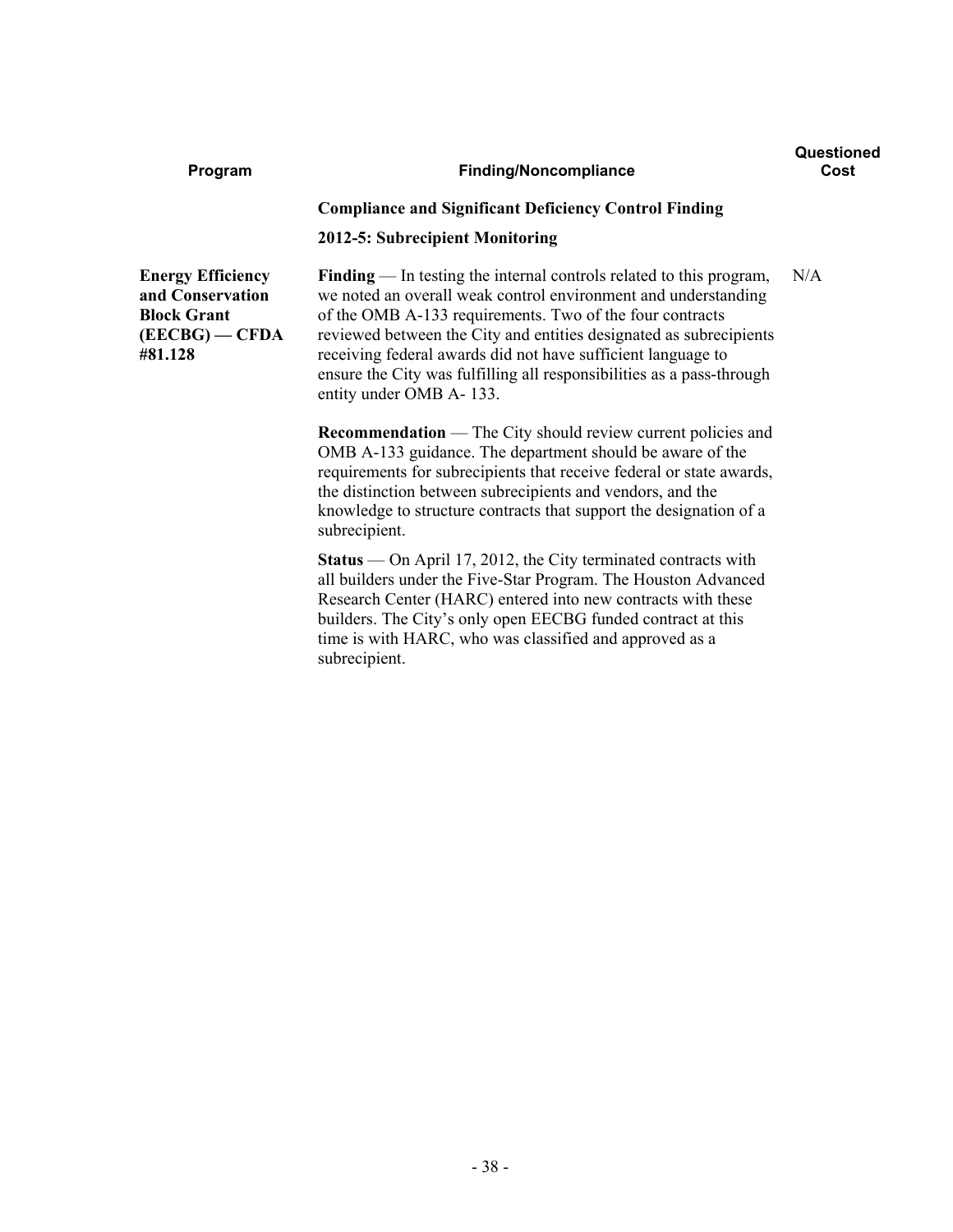| Program | Finding/Noncompliance | Questioned Cost |
| --- | --- | --- |
| | **Compliance and Significant Deficiency Control Finding** | |
| | **2012-5: Subrecipient Monitoring** | |
| **Energy Efficiency and Conservation Block Grant (EECBG) — CFDA #81.128** | **Finding** — In testing the internal controls related to this program, we noted an overall weak control environment and understanding of the OMB A-133 requirements. Two of the four contracts reviewed between the City and entities designated as subrecipients receiving federal awards did not have sufficient language to ensure the City was fulfilling all responsibilities as a pass-through entity under OMB A- 133. | N/A |
| | **Recommendation** — The City should review current policies and OMB A-133 guidance. The department should be aware of the requirements for subrecipients that receive federal or state awards, the distinction between subrecipients and vendors, and the knowledge to structure contracts that support the designation of a subrecipient. | |
| | **Status** — On April 17, 2012, the City terminated contracts with all builders under the Five-Star Program. The Houston Advanced Research Center (HARC) entered into new contracts with these builders. The City's only open EECBG funded contract at this time is with HARC, who was classified and approved as a subrecipient. | |